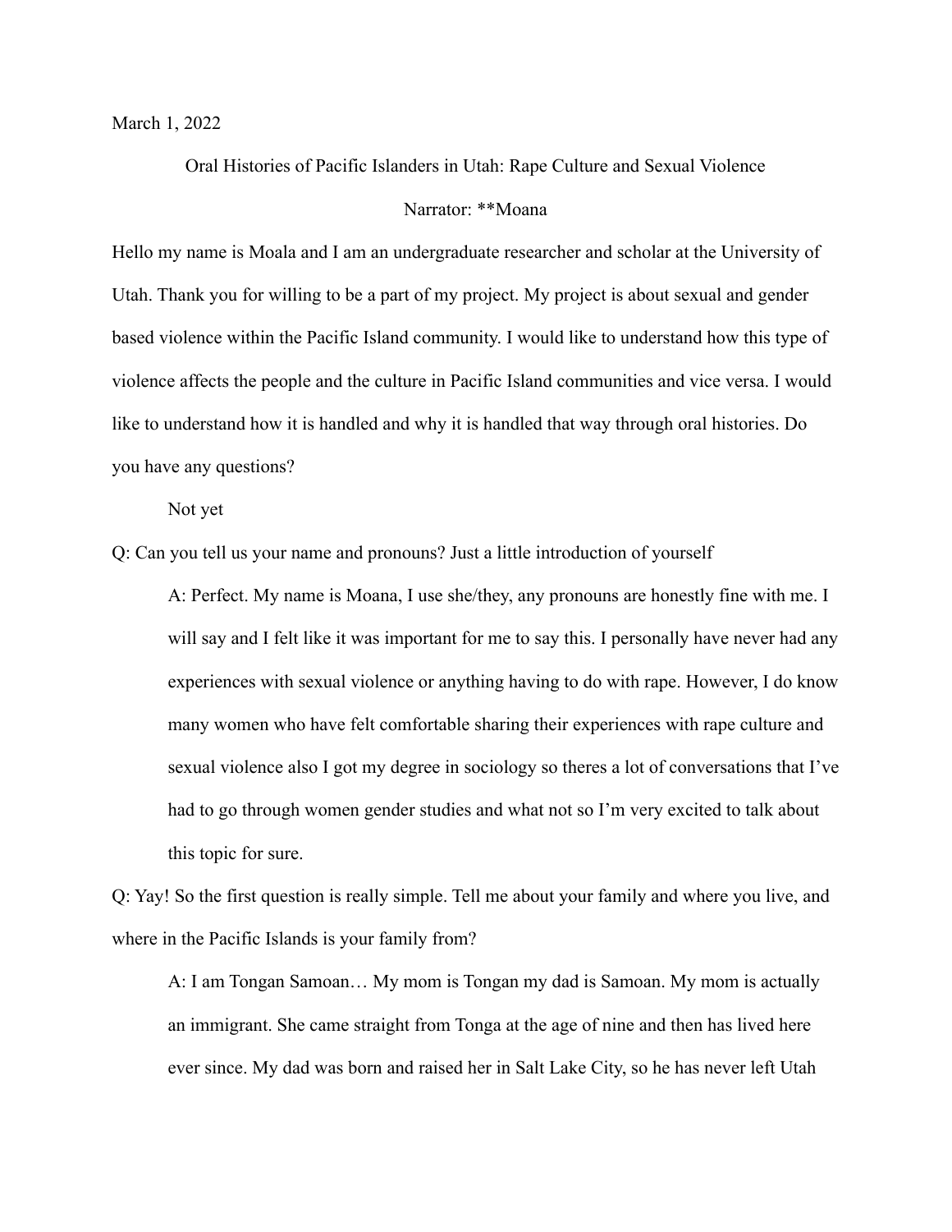March 1, 2022

Oral Histories of Pacific Islanders in Utah: Rape Culture and Sexual Violence

Narrator: **Moana

Hello my name is Moala and I am an undergraduate researcher and scholar at the University of Utah. Thank you for willing to be a part of my project. My project is about sexual and gender based violence within the Pacific Island community. I would like to understand how this type of violence affects the people and the culture in Pacific Island communities and vice versa. I would like to understand how it is handled and why it is handled that way through oral histories. Do you have any questions?

Not yet

Q: Can you tell us your name and pronouns? Just a little introduction of yourself

> A: Perfect. My name is Moana, I use she/they, any pronouns are honestly fine with me. I will say and I felt like it was important for me to say this. I personally have never had any experiences with sexual violence or anything having to do with rape. However, I do know many women who have felt comfortable sharing their experiences with rape culture and sexual violence also I got my degree in sociology so theres a lot of conversations that I've had to go through women gender studies and what not so I'm very excited to talk about this topic for sure.

Q: Yay! So the first question is really simple. Tell me about your family and where you live, and where in the Pacific Islands is your family from?

> A: I am Tongan Samoan… My mom is Tongan my dad is Samoan. My mom is actually an immigrant. She came straight from Tonga at the age of nine and then has lived here ever since. My dad was born and raised her in Salt Lake City, so he has never left Utah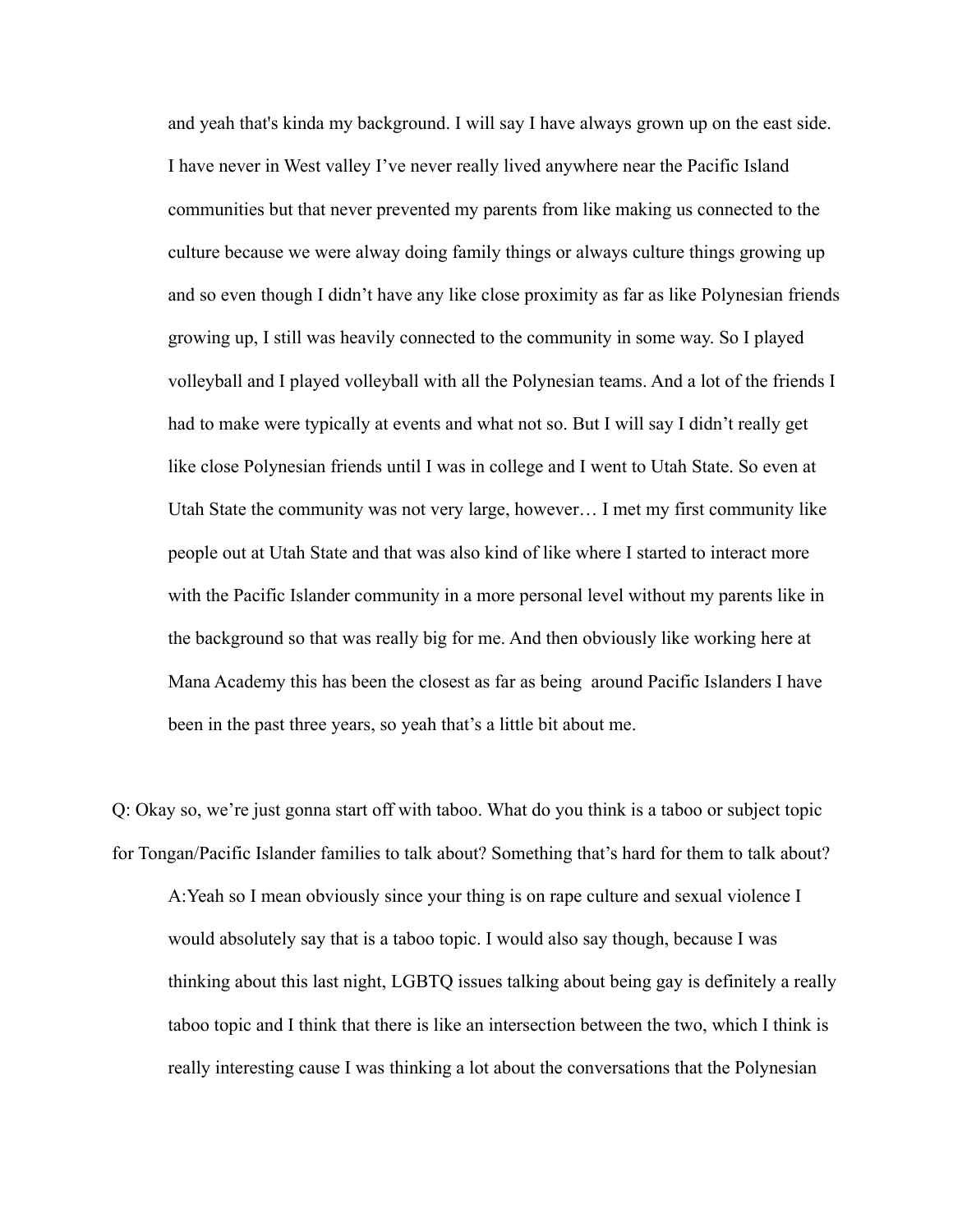and yeah that's kinda my background. I will say I have always grown up on the east side. I have never in West valley I've never really lived anywhere near the Pacific Island communities but that never prevented my parents from like making us connected to the culture because we were alway doing family things or always culture things growing up and so even though I didn't have any like close proximity as far as like Polynesian friends growing up, I still was heavily connected to the community in some way. So I played volleyball and I played volleyball with all the Polynesian teams. And a lot of the friends I had to make were typically at events and what not so. But I will say I didn't really get like close Polynesian friends until I was in college and I went to Utah State. So even at Utah State the community was not very large, however… I met my first community like people out at Utah State and that was also kind of like where I started to interact more with the Pacific Islander community in a more personal level without my parents like in the background so that was really big for me. And then obviously like working here at Mana Academy this has been the closest as far as being around Pacific Islanders I have been in the past three years, so yeah that's a little bit about me.

Q: Okay so, we're just gonna start off with taboo. What do you think is a taboo or subject topic for Tongan/Pacific Islander families to talk about? Something that's hard for them to talk about?

A:Yeah so I mean obviously since your thing is on rape culture and sexual violence I would absolutely say that is a taboo topic. I would also say though, because I was thinking about this last night, LGBTQ issues talking about being gay is definitely a really taboo topic and I think that there is like an intersection between the two, which I think is really interesting cause I was thinking a lot about the conversations that the Polynesian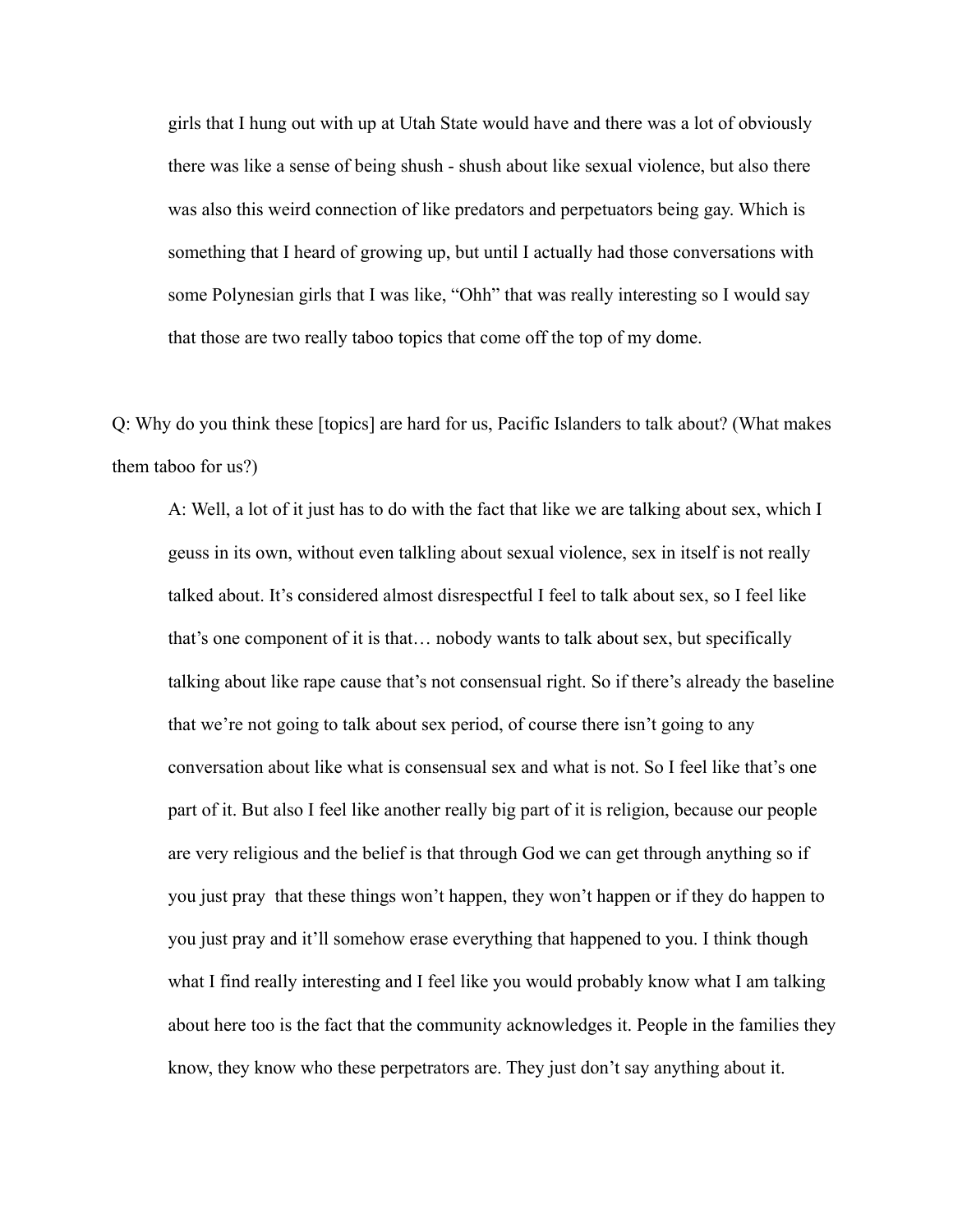girls that I hung out with up at Utah State would have and there was a lot of obviously there was like a sense of being shush - shush about like sexual violence, but also there was also this weird connection of like predators and perpetuators being gay. Which is something that I heard of growing up, but until I actually had those conversations with some Polynesian girls that I was like, "Ohh" that was really interesting so I would say that those are two really taboo topics that come off the top of my dome.

Q: Why do you think these [topics] are hard for us, Pacific Islanders to talk about? (What makes them taboo for us?)

A: Well, a lot of it just has to do with the fact that like we are talking about sex, which I geuss in its own, without even talkling about sexual violence, sex in itself is not really talked about. It's considered almost disrespectful I feel to talk about sex, so I feel like that's one component of it is that… nobody wants to talk about sex, but specifically talking about like rape cause that's not consensual right. So if there's already the baseline that we're not going to talk about sex period, of course there isn't going to any conversation about like what is consensual sex and what is not. So I feel like that's one part of it. But also I feel like another really big part of it is religion, because our people are very religious and the belief is that through God we can get through anything so if you just pray that these things won't happen, they won't happen or if they do happen to you just pray and it'll somehow erase everything that happened to you. I think though what I find really interesting and I feel like you would probably know what I am talking about here too is the fact that the community acknowledges it. People in the families they know, they know who these perpetrators are. They just don't say anything about it.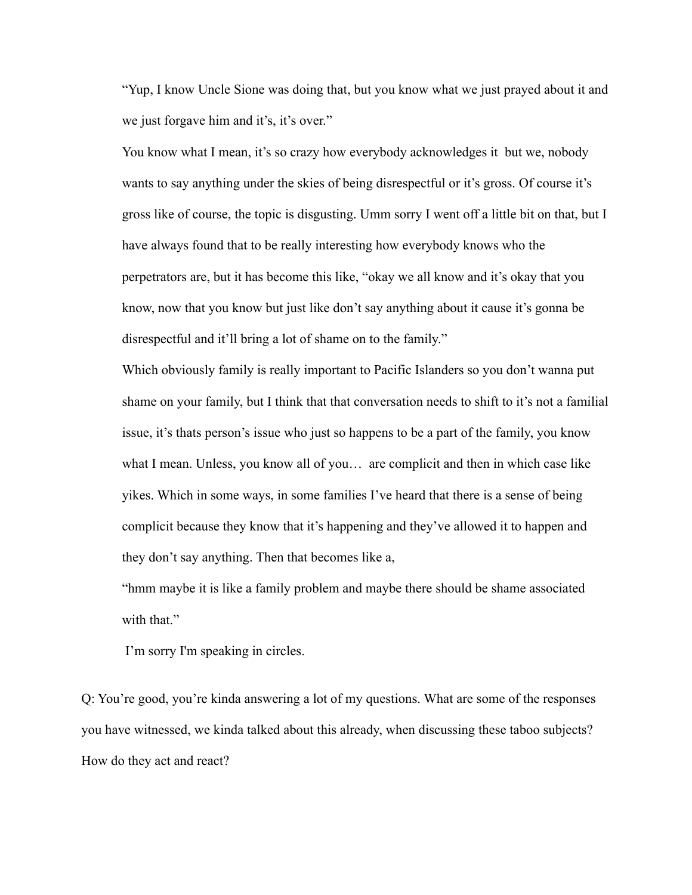"Yup, I know Uncle Sione was doing that, but you know what we just prayed about it and we just forgave him and it's, it's over."

You know what I mean, it's so crazy how everybody acknowledges it  but we, nobody wants to say anything under the skies of being disrespectful or it's gross. Of course it's gross like of course, the topic is disgusting. Umm sorry I went off a little bit on that, but I have always found that to be really interesting how everybody knows who the perpetrators are, but it has become this like, "okay we all know and it's okay that you know, now that you know but just like don't say anything about it cause it's gonna be disrespectful and it'll bring a lot of shame on to the family."

Which obviously family is really important to Pacific Islanders so you don't wanna put shame on your family, but I think that that conversation needs to shift to it's not a familial issue, it's thats person's issue who just so happens to be a part of the family, you know what I mean. Unless, you know all of you…  are complicit and then in which case like yikes. Which in some ways, in some families I've heard that there is a sense of being complicit because they know that it's happening and they've allowed it to happen and they don't say anything. Then that becomes like a,

"hmm maybe it is like a family problem and maybe there should be shame associated with that."

I'm sorry I'm speaking in circles.

Q: You're good, you're kinda answering a lot of my questions. What are some of the responses you have witnessed, we kinda talked about this already, when discussing these taboo subjects? How do they act and react?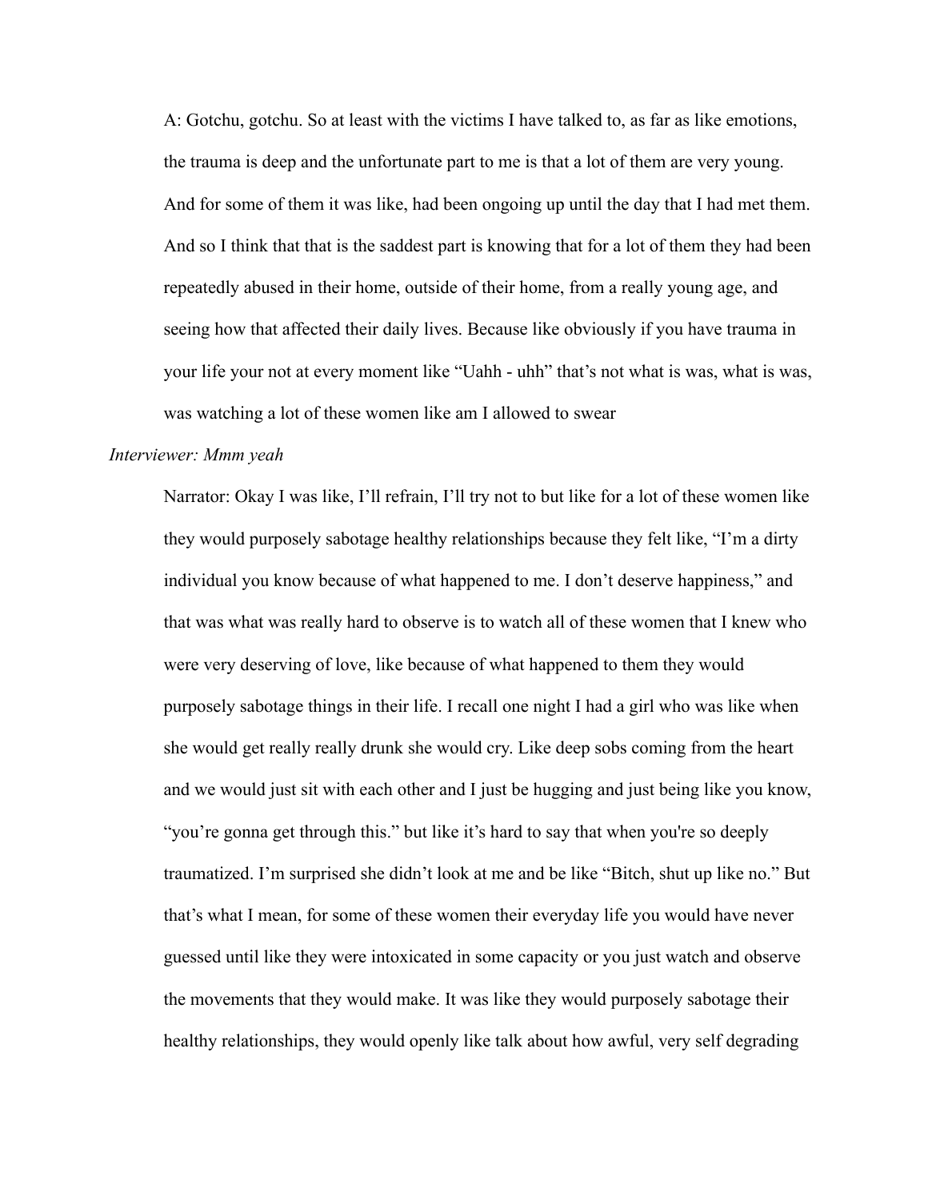A: Gotchu, gotchu. So at least with the victims I have talked to, as far as like emotions, the trauma is deep and the unfortunate part to me is that a lot of them are very young. And for some of them it was like, had been ongoing up until the day that I had met them. And so I think that that is the saddest part is knowing that for a lot of them they had been repeatedly abused in their home, outside of their home, from a really young age, and seeing how that affected their daily lives. Because like obviously if you have trauma in your life your not at every moment like "Uahh - uhh" that's not what is was, what is was, was watching a lot of these women like am I allowed to swear

*Interviewer: Mmm yeah*

Narrator: Okay I was like, I'll refrain, I'll try not to but like for a lot of these women like they would purposely sabotage healthy relationships because they felt like, "I'm a dirty individual you know because of what happened to me. I don't deserve happiness," and that was what was really hard to observe is to watch all of these women that I knew who were very deserving of love, like because of what happened to them they would purposely sabotage things in their life. I recall one night I had a girl who was like when she would get really really drunk she would cry. Like deep sobs coming from the heart and we would just sit with each other and I just be hugging and just being like you know, "you're gonna get through this." but like it's hard to say that when you're so deeply traumatized. I'm surprised she didn't look at me and be like "Bitch, shut up like no." But that's what I mean, for some of these women their everyday life you would have never guessed until like they were intoxicated in some capacity or you just watch and observe the movements that they would make. It was like they would purposely sabotage their healthy relationships, they would openly like talk about how awful, very self degrading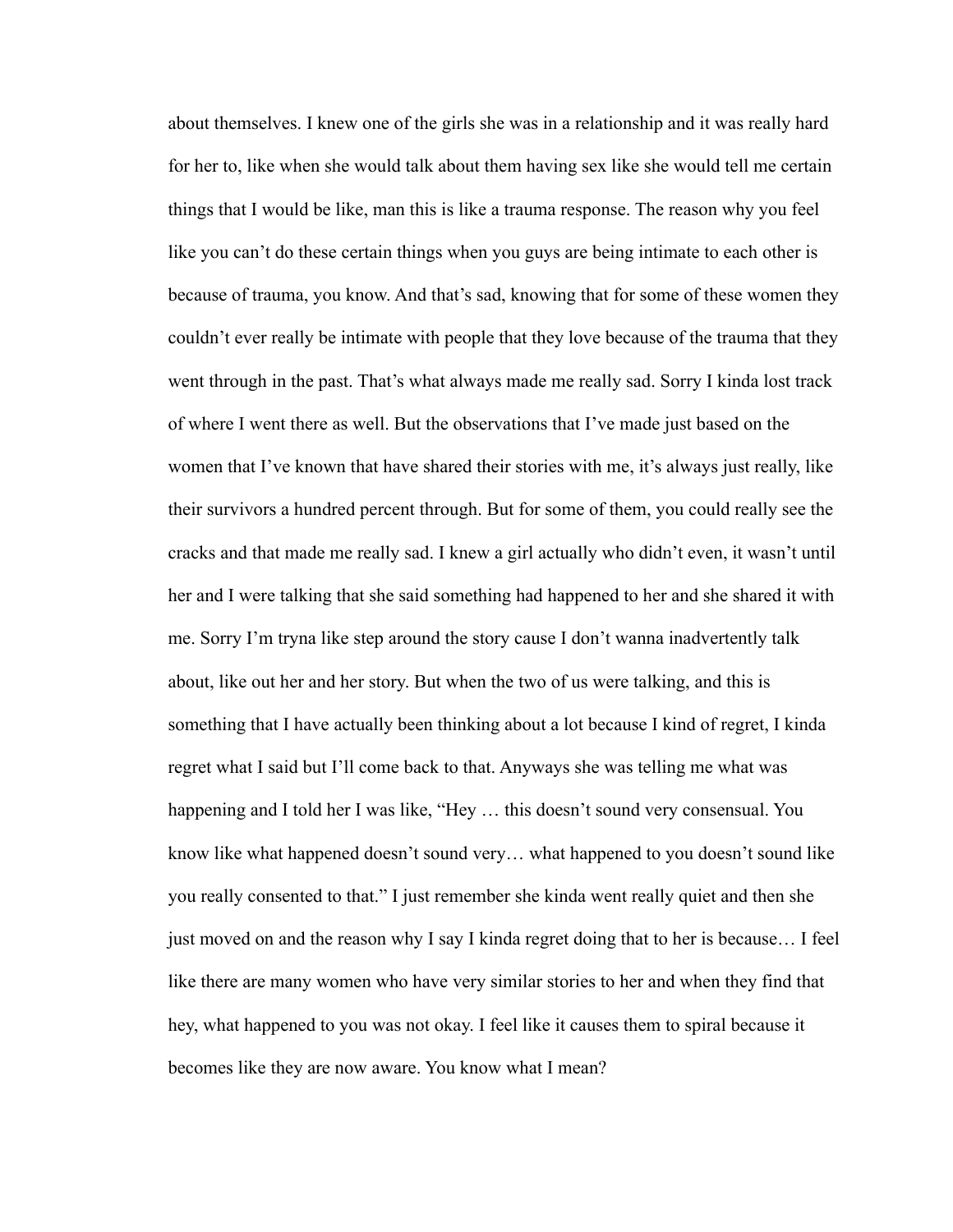about themselves. I knew one of the girls she was in a relationship and it was really hard for her to, like when she would talk about them having sex like she would tell me certain things that I would be like, man this is like a trauma response. The reason why you feel like you can't do these certain things when you guys are being intimate to each other is because of trauma, you know. And that's sad, knowing that for some of these women they couldn't ever really be intimate with people that they love because of the trauma that they went through in the past. That's what always made me really sad. Sorry I kinda lost track of where I went there as well. But the observations that I've made just based on the women that I've known that have shared their stories with me, it's always just really, like their survivors a hundred percent through. But for some of them, you could really see the cracks and that made me really sad. I knew a girl actually who didn't even, it wasn't until her and I were talking that she said something had happened to her and she shared it with me. Sorry I'm tryna like step around the story cause I don't wanna inadvertently talk about, like out her and her story. But when the two of us were talking, and this is something that I have actually been thinking about a lot because I kind of regret, I kinda regret what I said but I'll come back to that. Anyways she was telling me what was happening and I told her I was like, "Hey … this doesn't sound very consensual. You know like what happened doesn't sound very… what happened to you doesn't sound like you really consented to that." I just remember she kinda went really quiet and then she just moved on and the reason why I say I kinda regret doing that to her is because… I feel like there are many women who have very similar stories to her and when they find that hey, what happened to you was not okay. I feel like it causes them to spiral because it becomes like they are now aware. You know what I mean?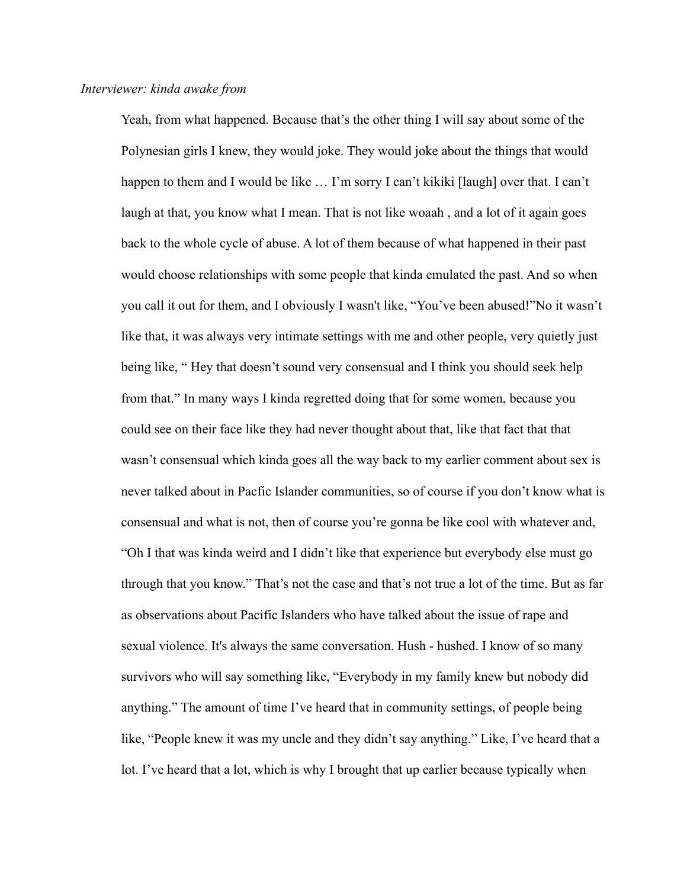*Interviewer: kinda awake from*

Yeah, from what happened. Because that's the other thing I will say about some of the Polynesian girls I knew, they would joke. They would joke about the things that would happen to them and I would be like … I'm sorry I can't kikiki [laugh] over that. I can't laugh at that, you know what I mean. That is not like woaah , and a lot of it again goes back to the whole cycle of abuse. A lot of them because of what happened in their past would choose relationships with some people that kinda emulated the past. And so when you call it out for them, and I obviously I wasn't like, "You've been abused!"No it wasn't like that, it was always very intimate settings with me and other people, very quietly just being like, " Hey that doesn't sound very consensual and I think you should seek help from that." In many ways I kinda regretted doing that for some women, because you could see on their face like they had never thought about that, like that fact that that wasn't consensual which kinda goes all the way back to my earlier comment about sex is never talked about in Pacfic Islander communities, so of course if you don't know what is consensual and what is not, then of course you're gonna be like cool with whatever and, "Oh I that was kinda weird and I didn't like that experience but everybody else must go through that you know." That's not the case and that's not true a lot of the time. But as far as observations about Pacific Islanders who have talked about the issue of rape and sexual violence. It's always the same conversation. Hush - hushed. I know of so many survivors who will say something like, "Everybody in my family knew but nobody did anything." The amount of time I've heard that in community settings, of people being like, "People knew it was my uncle and they didn't say anything." Like, I've heard that a lot. I've heard that a lot, which is why I brought that up earlier because typically when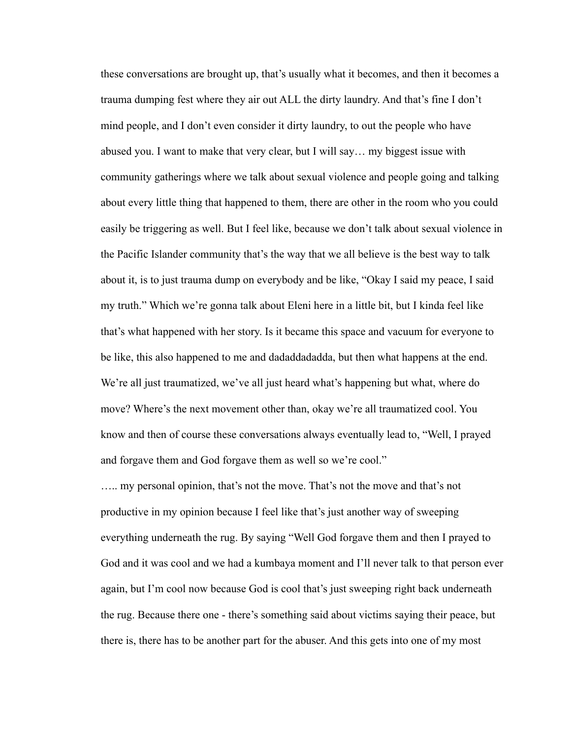these conversations are brought up, that's usually what it becomes, and then it becomes a trauma dumping fest where they air out ALL the dirty laundry. And that's fine I don't mind people, and I don't even consider it dirty laundry, to out the people who have abused you. I want to make that very clear, but I will say… my biggest issue with community gatherings where we talk about sexual violence and people going and talking about every little thing that happened to them, there are other in the room who you could easily be triggering as well. But I feel like, because we don't talk about sexual violence in the Pacific Islander community that's the way that we all believe is the best way to talk about it, is to just trauma dump on everybody and be like, "Okay I said my peace, I said my truth." Which we're gonna talk about Eleni here in a little bit, but I kinda feel like that's what happened with her story. Is it became this space and vacuum for everyone to be like, this also happened to me and dadaddadadda, but then what happens at the end. We're all just traumatized, we've all just heard what's happening but what, where do move? Where's the next movement other than, okay we're all traumatized cool. You know and then of course these conversations always eventually lead to, "Well, I prayed and forgave them and God forgave them as well so we're cool."

….. my personal opinion, that's not the move. That's not the move and that's not productive in my opinion because I feel like that's just another way of sweeping everything underneath the rug. By saying "Well God forgave them and then I prayed to God and it was cool and we had a kumbaya moment and I'll never talk to that person ever again, but I'm cool now because God is cool that's just sweeping right back underneath the rug. Because there one - there's something said about victims saying their peace, but there is, there has to be another part for the abuser. And this gets into one of my most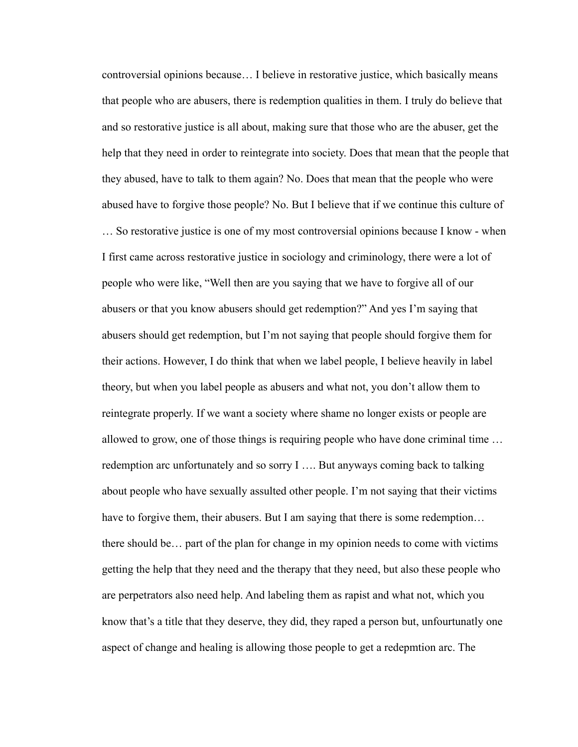controversial opinions because… I believe in restorative justice, which basically means that people who are abusers, there is redemption qualities in them. I truly do believe that and so restorative justice is all about, making sure that those who are the abuser, get the help that they need in order to reintegrate into society. Does that mean that the people that they abused, have to talk to them again? No. Does that mean that the people who were abused have to forgive those people? No. But I believe that if we continue this culture of … So restorative justice is one of my most controversial opinions because I know - when I first came across restorative justice in sociology and criminology, there were a lot of people who were like, "Well then are you saying that we have to forgive all of our abusers or that you know abusers should get redemption?" And yes I'm saying that abusers should get redemption, but I'm not saying that people should forgive them for their actions. However, I do think that when we label people, I believe heavily in label theory, but when you label people as abusers and what not, you don't allow them to reintegrate properly. If we want a society where shame no longer exists or people are allowed to grow, one of those things is requiring people who have done criminal time … redemption arc unfortunately and so sorry I …. But anyways coming back to talking about people who have sexually assulted other people. I'm not saying that their victims have to forgive them, their abusers. But I am saying that there is some redemption… there should be… part of the plan for change in my opinion needs to come with victims getting the help that they need and the therapy that they need, but also these people who are perpetrators also need help. And labeling them as rapist and what not, which you know that's a title that they deserve, they did, they raped a person but, unfourtunatly one aspect of change and healing is allowing those people to get a redepmtion arc. The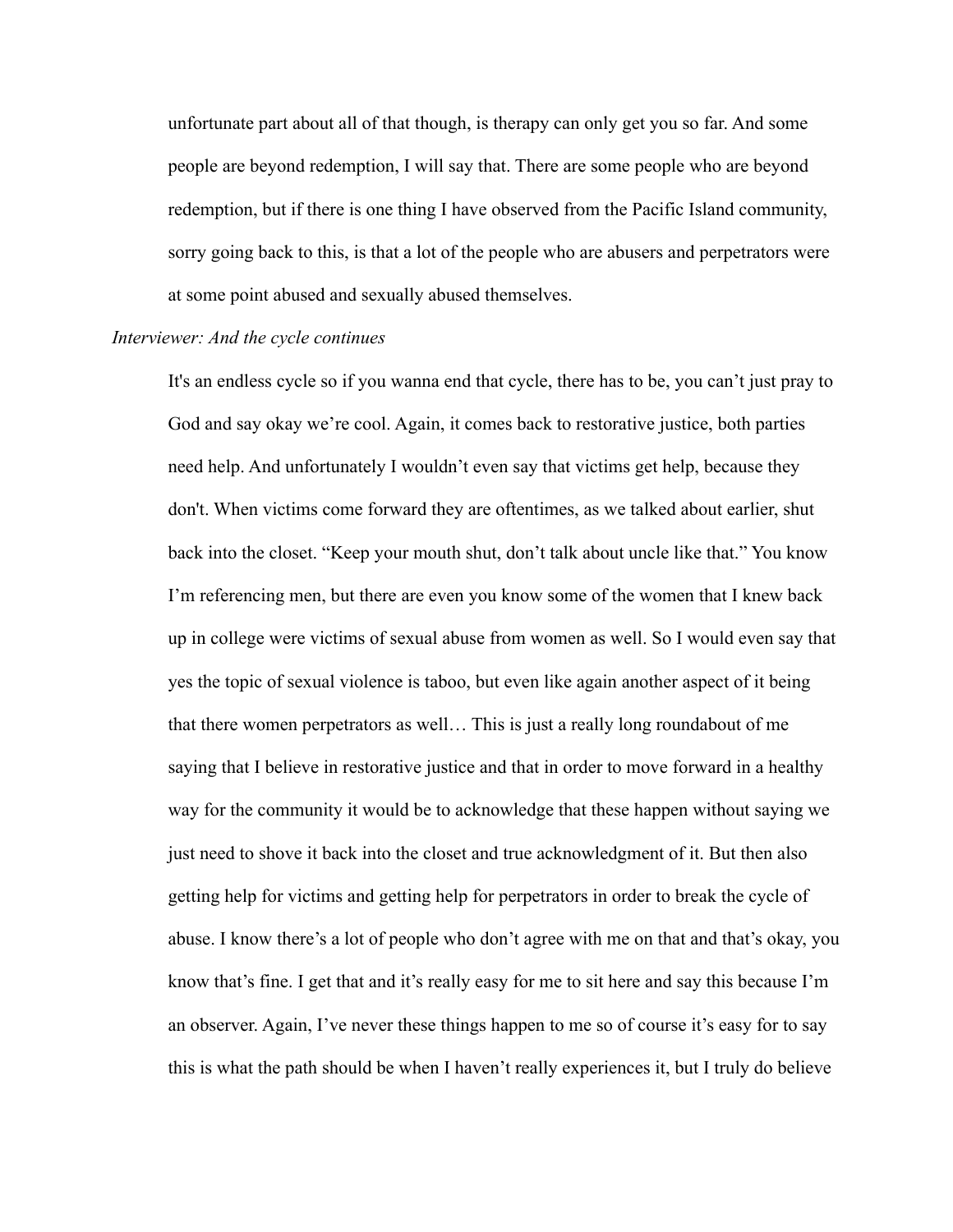unfortunate part about all of that though, is therapy can only get you so far. And some people are beyond redemption, I will say that. There are some people who are beyond redemption, but if there is one thing I have observed from the Pacific Island community, sorry going back to this, is that a lot of the people who are abusers and perpetrators were at some point abused and sexually abused themselves.

*Interviewer: And the cycle continues*

It's an endless cycle so if you wanna end that cycle, there has to be, you can't just pray to God and say okay we're cool. Again, it comes back to restorative justice, both parties need help. And unfortunately I wouldn't even say that victims get help, because they don't. When victims come forward they are oftentimes, as we talked about earlier, shut back into the closet. "Keep your mouth shut, don't talk about uncle like that." You know I'm referencing men, but there are even you know some of the women that I knew back up in college were victims of sexual abuse from women as well. So I would even say that yes the topic of sexual violence is taboo, but even like again another aspect of it being that there women perpetrators as well… This is just a really long roundabout of me saying that I believe in restorative justice and that in order to move forward in a healthy way for the community it would be to acknowledge that these happen without saying we just need to shove it back into the closet and true acknowledgment of it. But then also getting help for victims and getting help for perpetrators in order to break the cycle of abuse. I know there's a lot of people who don't agree with me on that and that's okay, you know that's fine. I get that and it's really easy for me to sit here and say this because I'm an observer. Again, I've never these things happen to me so of course it's easy for to say this is what the path should be when I haven't really experiences it, but I truly do believe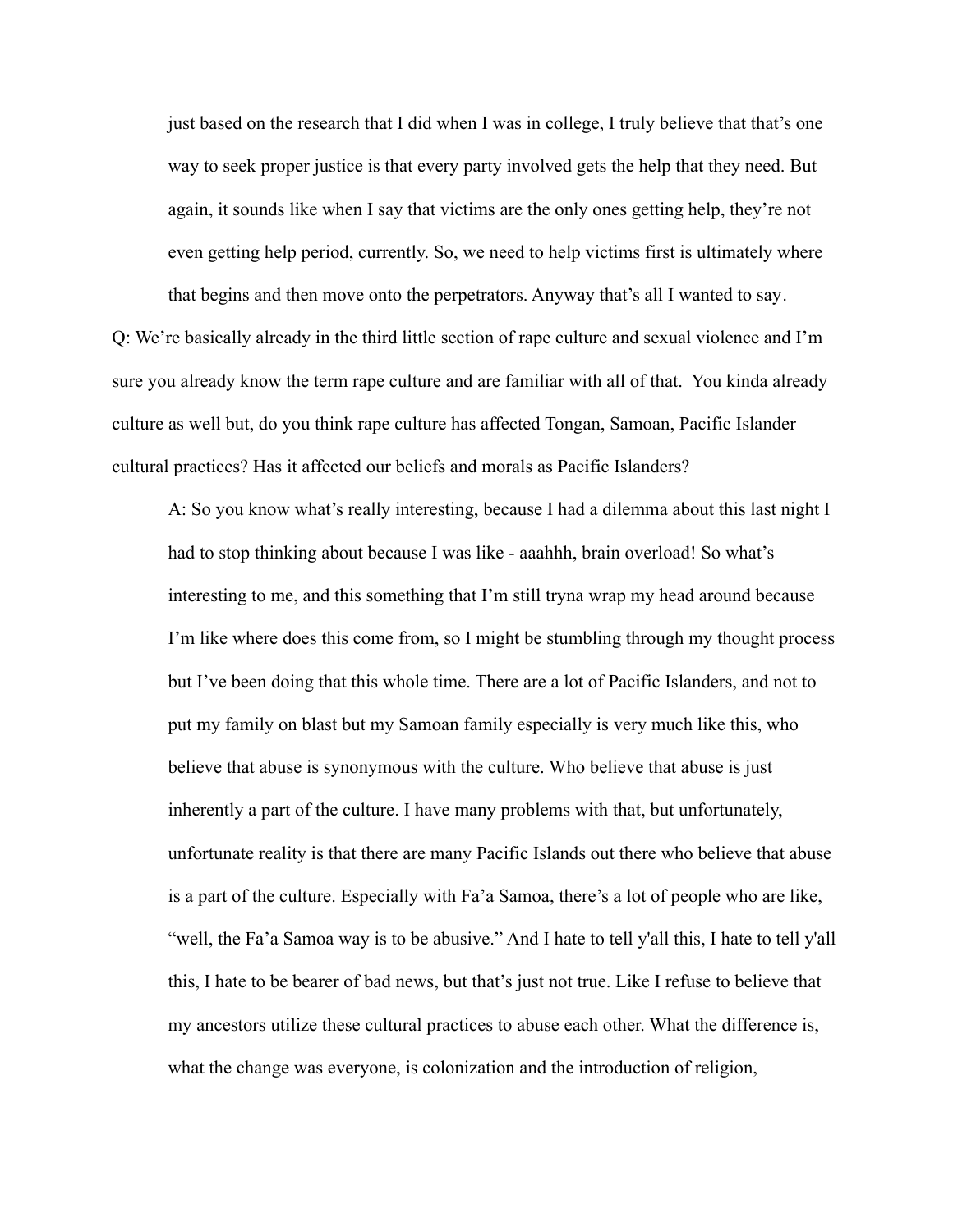just based on the research that I did when I was in college, I truly believe that that's one way to seek proper justice is that every party involved gets the help that they need. But again, it sounds like when I say that victims are the only ones getting help, they're not even getting help period, currently. So, we need to help victims first is ultimately where that begins and then move onto the perpetrators. Anyway that's all I wanted to say.

Q: We're basically already in the third little section of rape culture and sexual violence and I'm sure you already know the term rape culture and are familiar with all of that. You kinda already culture as well but, do you think rape culture has affected Tongan, Samoan, Pacific Islander cultural practices? Has it affected our beliefs and morals as Pacific Islanders?

A: So you know what's really interesting, because I had a dilemma about this last night I had to stop thinking about because I was like - aaahhh, brain overload! So what's interesting to me, and this something that I'm still tryna wrap my head around because I'm like where does this come from, so I might be stumbling through my thought process but I've been doing that this whole time. There are a lot of Pacific Islanders, and not to put my family on blast but my Samoan family especially is very much like this, who believe that abuse is synonymous with the culture. Who believe that abuse is just inherently a part of the culture. I have many problems with that, but unfortunately, unfortunate reality is that there are many Pacific Islands out there who believe that abuse is a part of the culture. Especially with Fa'a Samoa, there's a lot of people who are like, "well, the Fa'a Samoa way is to be abusive." And I hate to tell y'all this, I hate to tell y'all this, I hate to be bearer of bad news, but that's just not true. Like I refuse to believe that my ancestors utilize these cultural practices to abuse each other. What the difference is, what the change was everyone, is colonization and the introduction of religion,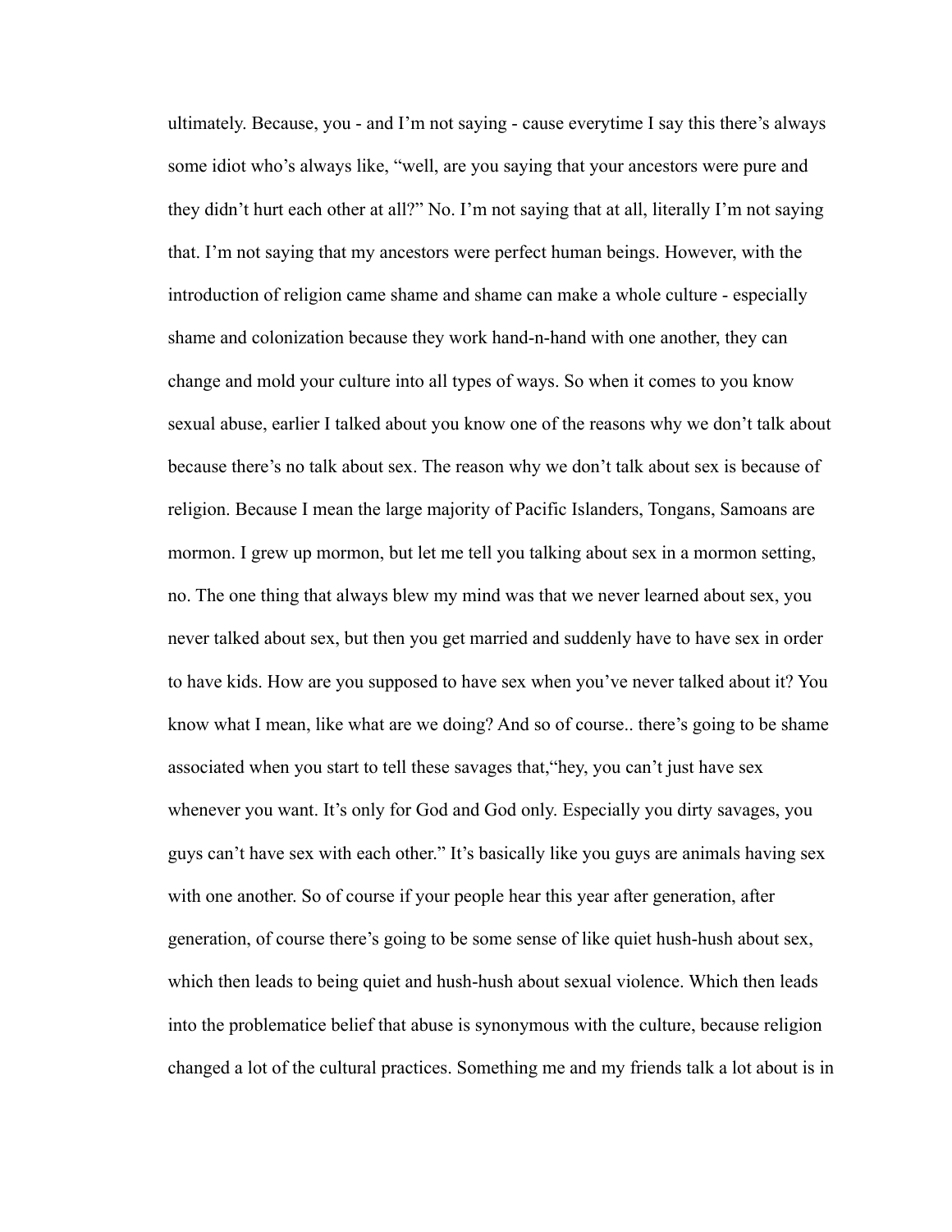ultimately. Because, you - and I'm not saying - cause everytime I say this there's always some idiot who's always like, "well, are you saying that your ancestors were pure and they didn't hurt each other at all?" No. I'm not saying that at all, literally I'm not saying that. I'm not saying that my ancestors were perfect human beings. However, with the introduction of religion came shame and shame can make a whole culture - especially shame and colonization because they work hand-n-hand with one another, they can change and mold your culture into all types of ways. So when it comes to you know sexual abuse, earlier I talked about you know one of the reasons why we don't talk about because there's no talk about sex. The reason why we don't talk about sex is because of religion. Because I mean the large majority of Pacific Islanders, Tongans, Samoans are mormon. I grew up mormon, but let me tell you talking about sex in a mormon setting, no. The one thing that always blew my mind was that we never learned about sex, you never talked about sex, but then you get married and suddenly have to have sex in order to have kids. How are you supposed to have sex when you've never talked about it? You know what I mean, like what are we doing? And so of course.. there's going to be shame associated when you start to tell these savages that,"hey, you can't just have sex whenever you want. It's only for God and God only. Especially you dirty savages, you guys can't have sex with each other." It's basically like you guys are animals having sex with one another. So of course if your people hear this year after generation, after generation, of course there's going to be some sense of like quiet hush-hush about sex, which then leads to being quiet and hush-hush about sexual violence. Which then leads into the problematice belief that abuse is synonymous with the culture, because religion changed a lot of the cultural practices. Something me and my friends talk a lot about is in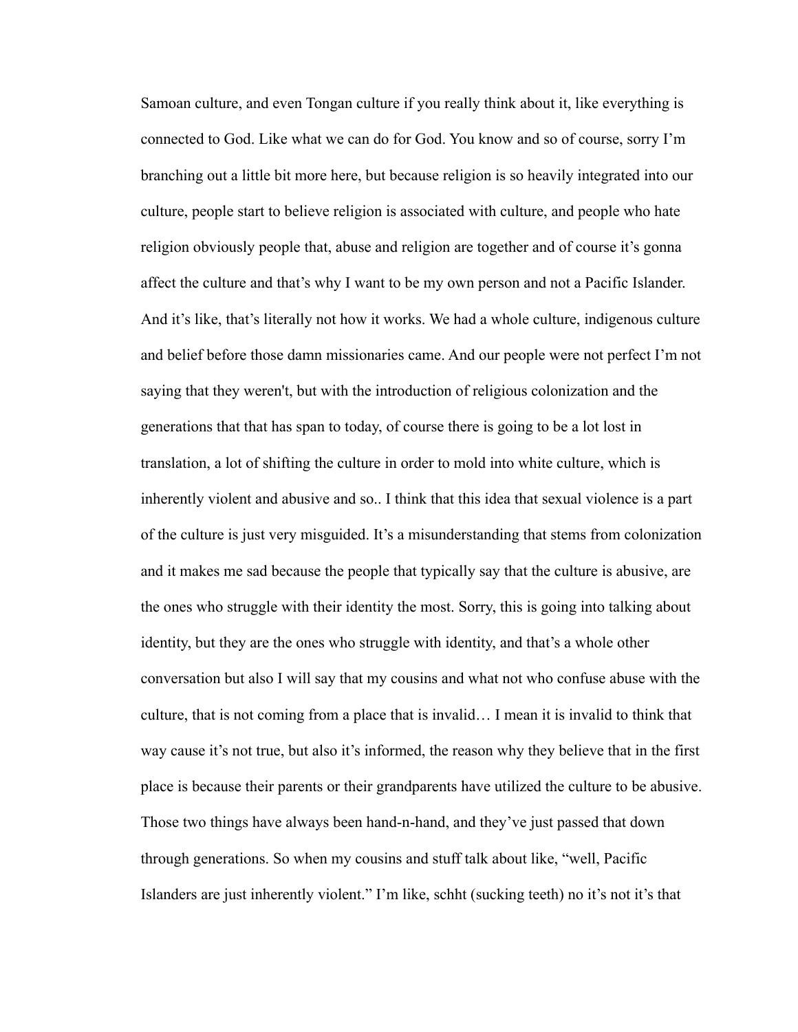Samoan culture, and even Tongan culture if you really think about it, like everything is connected to God. Like what we can do for God. You know and so of course, sorry I'm branching out a little bit more here, but because religion is so heavily integrated into our culture, people start to believe religion is associated with culture, and people who hate religion obviously people that, abuse and religion are together and of course it's gonna affect the culture and that's why I want to be my own person and not a Pacific Islander. And it's like, that's literally not how it works. We had a whole culture, indigenous culture and belief before those damn missionaries came. And our people were not perfect I'm not saying that they weren't, but with the introduction of religious colonization and the generations that that has span to today, of course there is going to be a lot lost in translation, a lot of shifting the culture in order to mold into white culture, which is inherently violent and abusive and so.. I think that this idea that sexual violence is a part of the culture is just very misguided. It's a misunderstanding that stems from colonization and it makes me sad because the people that typically say that the culture is abusive, are the ones who struggle with their identity the most. Sorry, this is going into talking about identity, but they are the ones who struggle with identity, and that's a whole other conversation but also I will say that my cousins and what not who confuse abuse with the culture, that is not coming from a place that is invalid… I mean it is invalid to think that way cause it's not true, but also it's informed, the reason why they believe that in the first place is because their parents or their grandparents have utilized the culture to be abusive. Those two things have always been hand-n-hand, and they've just passed that down through generations. So when my cousins and stuff talk about like, "well, Pacific Islanders are just inherently violent." I'm like, schht (sucking teeth) no it's not it's that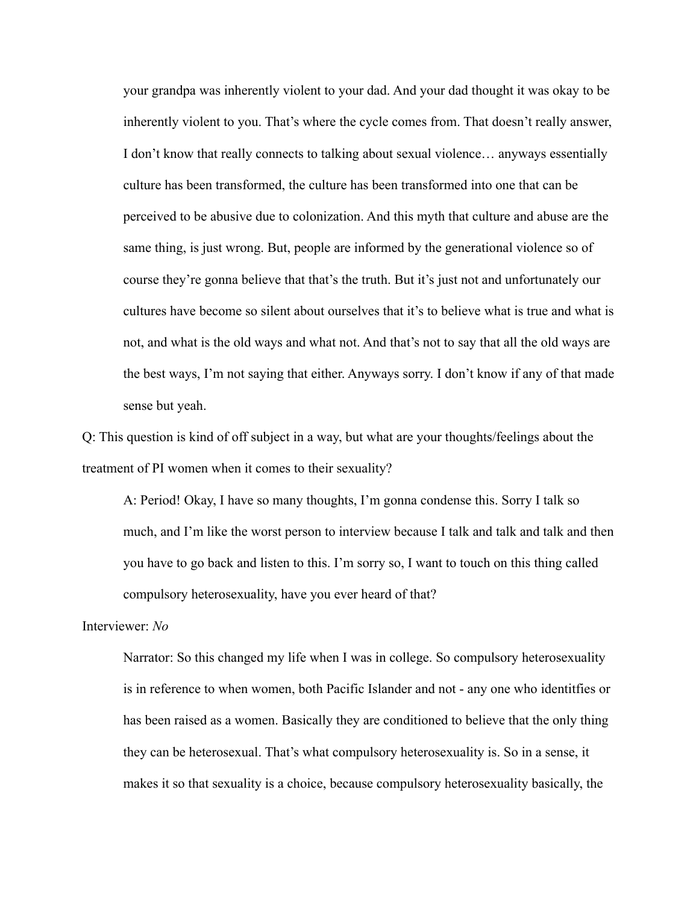your grandpa was inherently violent to your dad. And your dad thought it was okay to be inherently violent to you. That's where the cycle comes from. That doesn't really answer, I don't know that really connects to talking about sexual violence… anyways essentially culture has been transformed, the culture has been transformed into one that can be perceived to be abusive due to colonization. And this myth that culture and abuse are the same thing, is just wrong. But, people are informed by the generational violence so of course they're gonna believe that that's the truth. But it's just not and unfortunately our cultures have become so silent about ourselves that it's to believe what is true and what is not, and what is the old ways and what not. And that's not to say that all the old ways are the best ways, I'm not saying that either. Anyways sorry. I don't know if any of that made sense but yeah.

Q: This question is kind of off subject in a way, but what are your thoughts/feelings about the treatment of PI women when it comes to their sexuality?

A: Period! Okay, I have so many thoughts, I'm gonna condense this. Sorry I talk so much, and I'm like the worst person to interview because I talk and talk and talk and then you have to go back and listen to this. I'm sorry so, I want to touch on this thing called compulsory heterosexuality, have you ever heard of that?

Interviewer: *No*

Narrator: So this changed my life when I was in college. So compulsory heterosexuality is in reference to when women, both Pacific Islander and not - any one who identitfies or has been raised as a women. Basically they are conditioned to believe that the only thing they can be heterosexual. That's what compulsory heterosexuality is. So in a sense, it makes it so that sexuality is a choice, because compulsory heterosexuality basically, the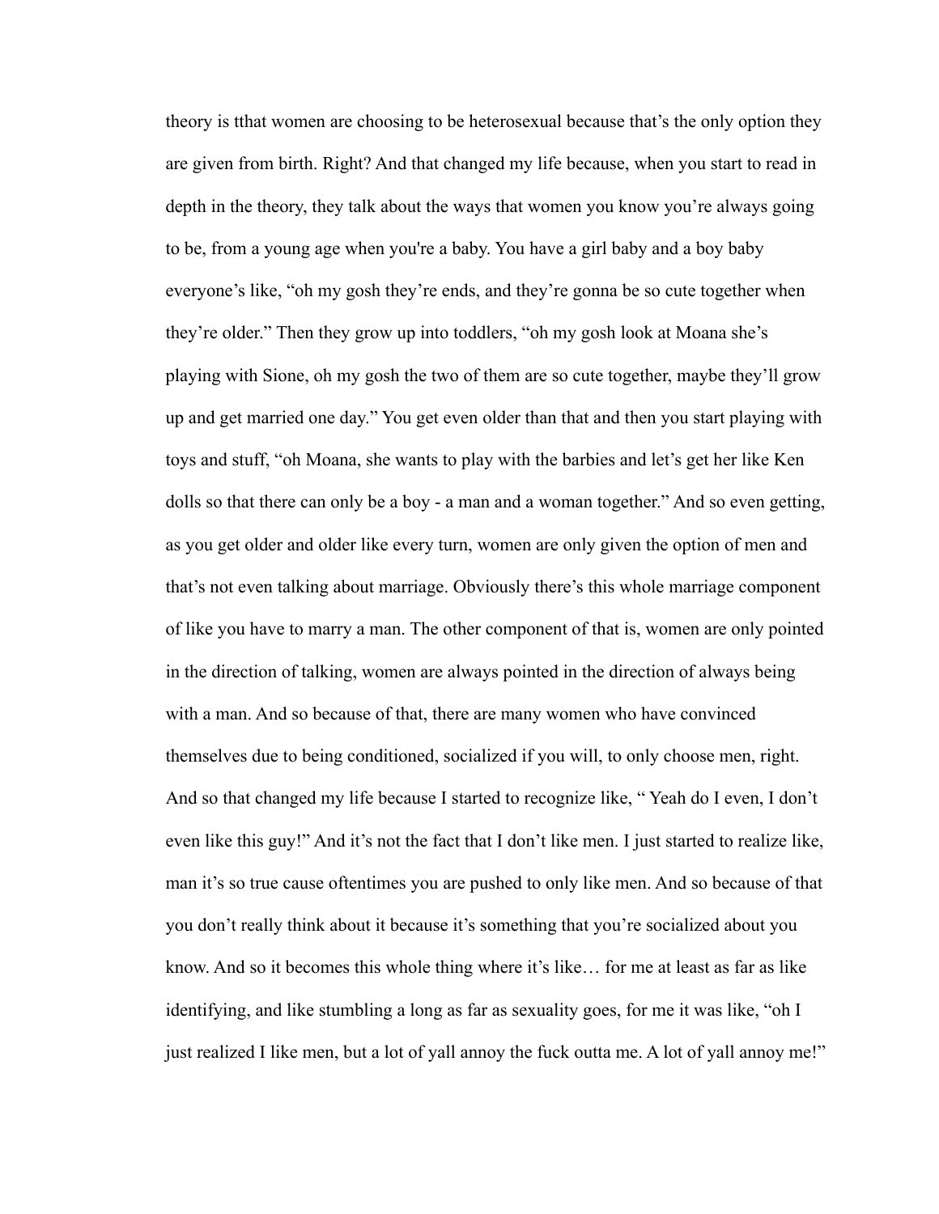theory is tthat women are choosing to be heterosexual because that's the only option they are given from birth. Right? And that changed my life because, when you start to read in depth in the theory, they talk about the ways that women you know you're always going to be, from a young age when you're a baby. You have a girl baby and a boy baby everyone's like, "oh my gosh they're ends, and they're gonna be so cute together when they're older." Then they grow up into toddlers, "oh my gosh look at Moana she's playing with Sione, oh my gosh the two of them are so cute together, maybe they'll grow up and get married one day." You get even older than that and then you start playing with toys and stuff, "oh Moana, she wants to play with the barbies and let's get her like Ken dolls so that there can only be a boy - a man and a woman together." And so even getting, as you get older and older like every turn, women are only given the option of men and that's not even talking about marriage. Obviously there's this whole marriage component of like you have to marry a man. The other component of that is, women are only pointed in the direction of talking, women are always pointed in the direction of always being with a man. And so because of that, there are many women who have convinced themselves due to being conditioned, socialized if you will, to only choose men, right. And so that changed my life because I started to recognize like, " Yeah do I even, I don't even like this guy!" And it's not the fact that I don't like men. I just started to realize like, man it's so true cause oftentimes you are pushed to only like men. And so because of that you don't really think about it because it's something that you're socialized about you know. And so it becomes this whole thing where it's like… for me at least as far as like identifying, and like stumbling a long as far as sexuality goes, for me it was like, "oh I just realized I like men, but a lot of yall annoy the fuck outta me. A lot of yall annoy me!"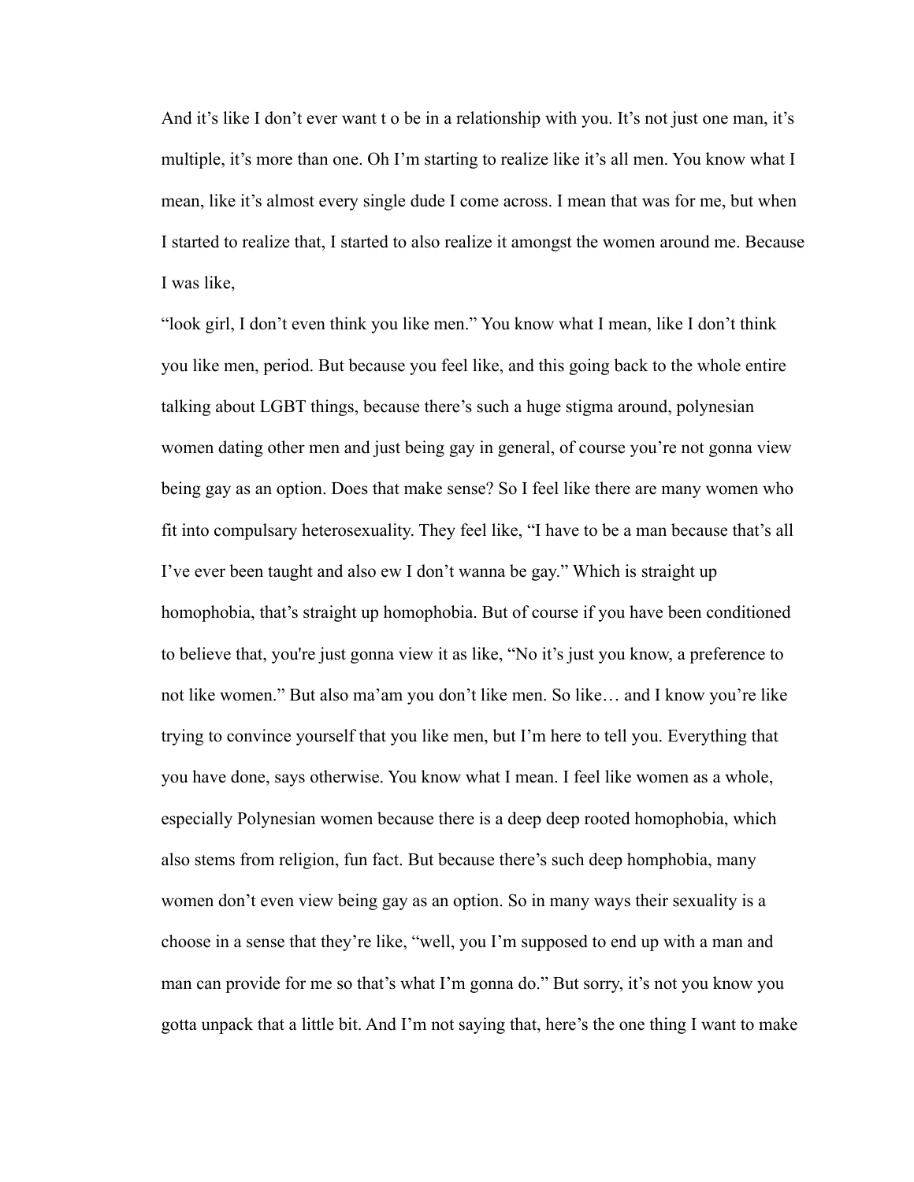And it's like I don't ever want t o be in a relationship with you. It's not just one man, it's multiple, it's more than one. Oh I'm starting to realize like it's all men. You know what I mean, like it's almost every single dude I come across. I mean that was for me, but when I started to realize that, I started to also realize it amongst the women around me. Because I was like,

"look girl, I don't even think you like men." You know what I mean, like I don't think you like men, period. But because you feel like, and this going back to the whole entire talking about LGBT things, because there's such a huge stigma around, polynesian women dating other men and just being gay in general, of course you're not gonna view being gay as an option. Does that make sense? So I feel like there are many women who fit into compulsary heterosexuality. They feel like, "I have to be a man because that's all I've ever been taught and also ew I don't wanna be gay." Which is straight up homophobia, that's straight up homophobia. But of course if you have been conditioned to believe that, you're just gonna view it as like, "No it's just you know, a preference to not like women." But also ma'am you don't like men. So like… and I know you're like trying to convince yourself that you like men, but I'm here to tell you. Everything that you have done, says otherwise. You know what I mean. I feel like women as a whole, especially Polynesian women because there is a deep deep rooted homophobia, which also stems from religion, fun fact. But because there's such deep homphobia, many women don't even view being gay as an option. So in many ways their sexuality is a choose in a sense that they're like, "well, you I'm supposed to end up with a man and man can provide for me so that's what I'm gonna do." But sorry, it's not you know you gotta unpack that a little bit. And I'm not saying that, here's the one thing I want to make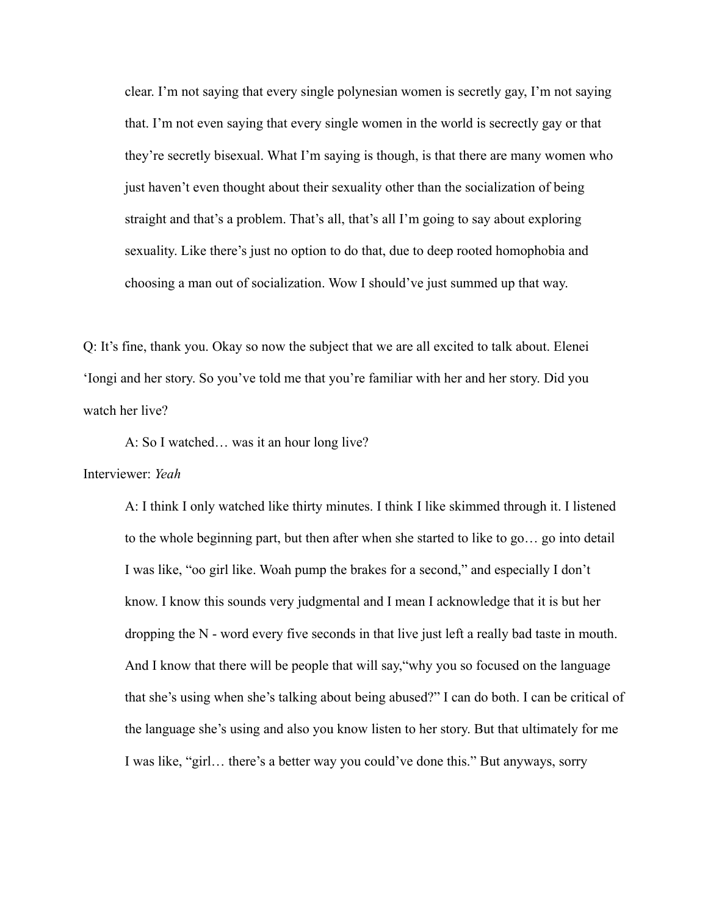clear. I'm not saying that every single polynesian women is secretly gay, I'm not saying that. I'm not even saying that every single women in the world is secrectly gay or that they're secretly bisexual. What I'm saying is though, is that there are many women who just haven't even thought about their sexuality other than the socialization of being straight and that's a problem. That's all, that's all I'm going to say about exploring sexuality. Like there's just no option to do that, due to deep rooted homophobia and choosing a man out of socialization. Wow I should've just summed up that way.

Q: It's fine, thank you. Okay so now the subject that we are all excited to talk about. Elenei 'Iongi and her story. So you've told me that you're familiar with her and her story. Did you watch her live?

A: So I watched… was it an hour long live?

Interviewer: *Yeah*

A: I think I only watched like thirty minutes. I think I like skimmed through it. I listened to the whole beginning part, but then after when she started to like to go… go into detail I was like, "oo girl like. Woah pump the brakes for a second," and especially I don't know. I know this sounds very judgmental and I mean I acknowledge that it is but her dropping the N - word every five seconds in that live just left a really bad taste in mouth. And I know that there will be people that will say,"why you so focused on the language that she's using when she's talking about being abused?" I can do both. I can be critical of the language she's using and also you know listen to her story. But that ultimately for me I was like, "girl… there's a better way you could've done this." But anyways, sorry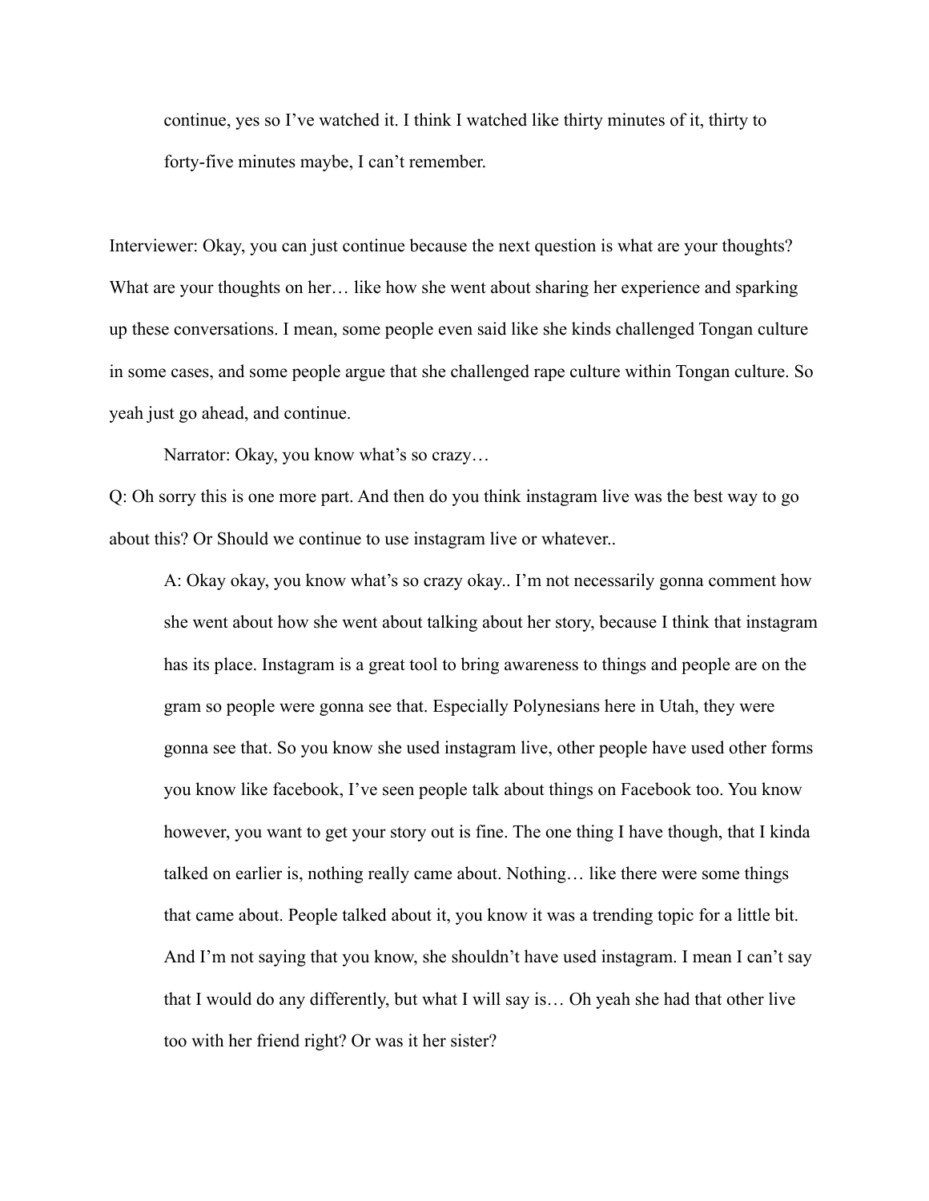continue, yes so I've watched it. I think I watched like thirty minutes of it, thirty to forty-five minutes maybe, I can't remember.

Interviewer: Okay, you can just continue because the next question is what are your thoughts? What are your thoughts on her… like how she went about sharing her experience and sparking up these conversations. I mean, some people even said like she kinds challenged Tongan culture in some cases, and some people argue that she challenged rape culture within Tongan culture. So yeah just go ahead, and continue.

Narrator: Okay, you know what's so crazy…

Q: Oh sorry this is one more part. And then do you think instagram live was the best way to go about this? Or Should we continue to use instagram live or whatever..

A: Okay okay, you know what's so crazy okay.. I'm not necessarily gonna comment how she went about how she went about talking about her story, because I think that instagram has its place. Instagram is a great tool to bring awareness to things and people are on the gram so people were gonna see that. Especially Polynesians here in Utah, they were gonna see that. So you know she used instagram live, other people have used other forms you know like facebook, I've seen people talk about things on Facebook too. You know however, you want to get your story out is fine. The one thing I have though, that I kinda talked on earlier is, nothing really came about. Nothing… like there were some things that came about. People talked about it, you know it was a trending topic for a little bit. And I'm not saying that you know, she shouldn't have used instagram. I mean I can't say that I would do any differently, but what I will say is… Oh yeah she had that other live too with her friend right? Or was it her sister?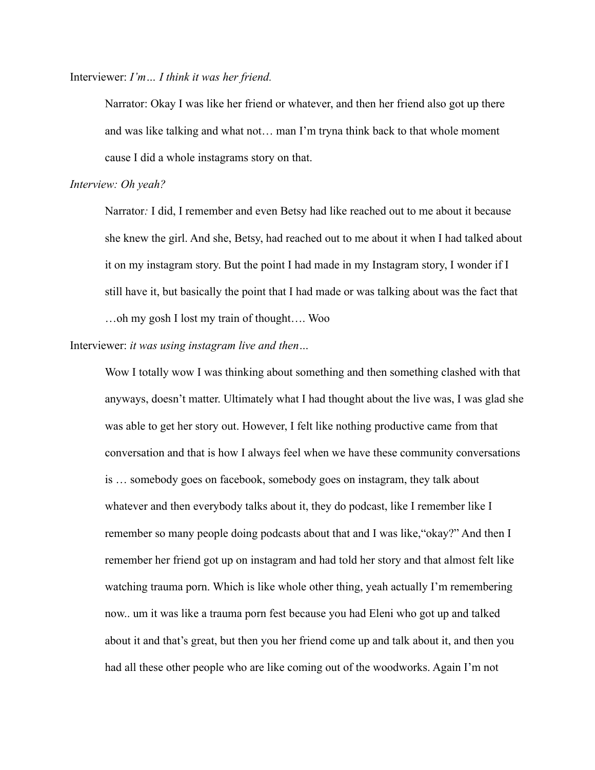Interviewer: *I'm… I think it was her friend.*

Narrator: Okay I was like her friend or whatever, and then her friend also got up there and was like talking and what not… man I'm tryna think back to that whole moment cause I did a whole instagrams story on that.

*Interview: Oh yeah?*

Narrator*:* I did, I remember and even Betsy had like reached out to me about it because she knew the girl. And she, Betsy, had reached out to me about it when I had talked about it on my instagram story. But the point I had made in my Instagram story, I wonder if I still have it, but basically the point that I had made or was talking about was the fact that …oh my gosh I lost my train of thought…. Woo

Interviewer: *it was using instagram live and then…*

Wow I totally wow I was thinking about something and then something clashed with that anyways, doesn't matter. Ultimately what I had thought about the live was, I was glad she was able to get her story out. However, I felt like nothing productive came from that conversation and that is how I always feel when we have these community conversations is … somebody goes on facebook, somebody goes on instagram, they talk about whatever and then everybody talks about it, they do podcast, like I remember like I remember so many people doing podcasts about that and I was like,"okay?" And then I remember her friend got up on instagram and had told her story and that almost felt like watching trauma porn. Which is like whole other thing, yeah actually I'm remembering now.. um it was like a trauma porn fest because you had Eleni who got up and talked about it and that's great, but then you her friend come up and talk about it, and then you had all these other people who are like coming out of the woodworks. Again I'm not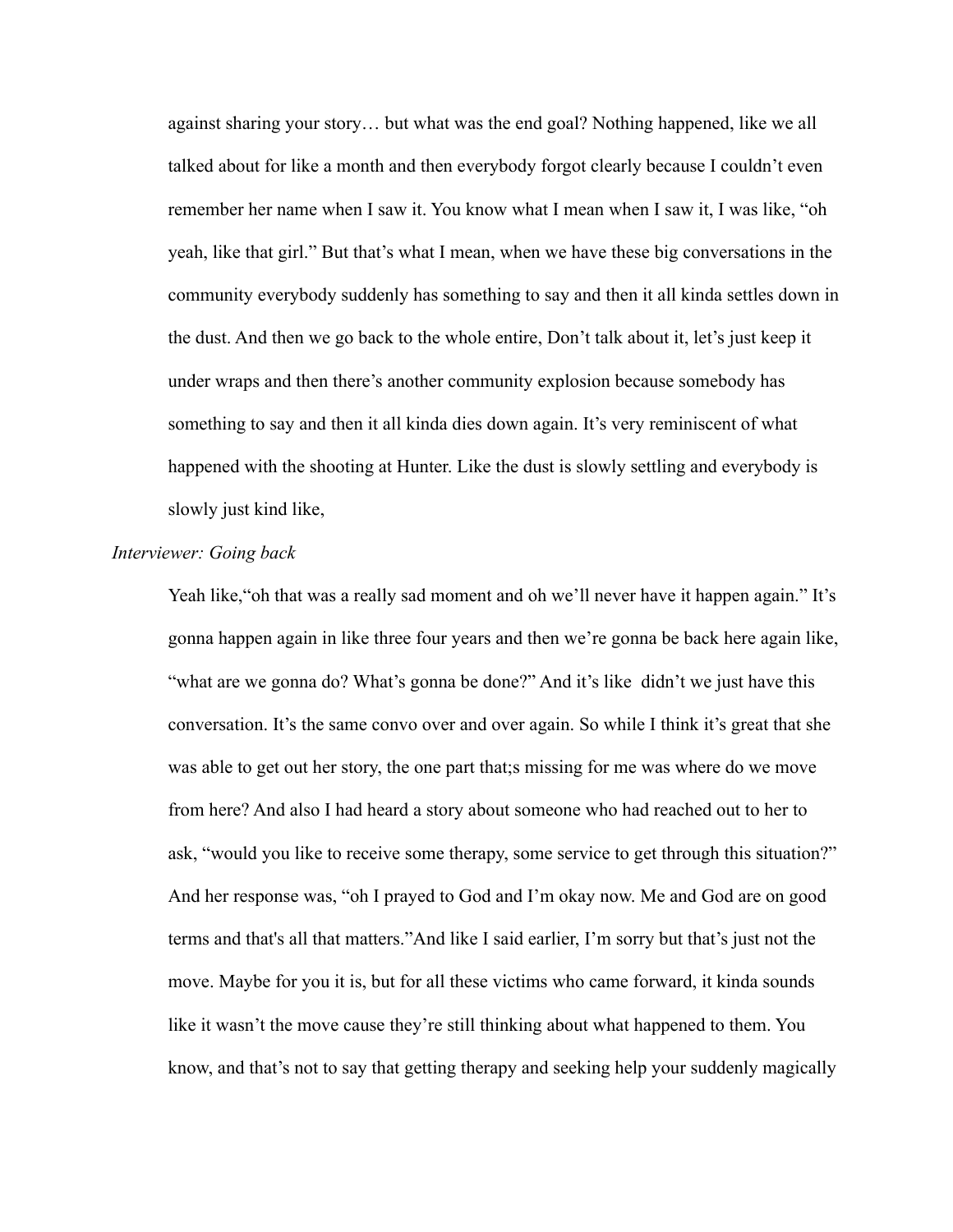against sharing your story… but what was the end goal? Nothing happened, like we all talked about for like a month and then everybody forgot clearly because I couldn't even remember her name when I saw it. You know what I mean when I saw it, I was like, "oh yeah, like that girl." But that's what I mean, when we have these big conversations in the community everybody suddenly has something to say and then it all kinda settles down in the dust. And then we go back to the whole entire, Don't talk about it, let's just keep it under wraps and then there's another community explosion because somebody has something to say and then it all kinda dies down again. It's very reminiscent of what happened with the shooting at Hunter. Like the dust is slowly settling and everybody is slowly just kind like,

*Interviewer: Going back*

Yeah like,"oh that was a really sad moment and oh we'll never have it happen again." It's gonna happen again in like three four years and then we're gonna be back here again like, "what are we gonna do? What's gonna be done?" And it's like  didn't we just have this conversation. It's the same convo over and over again. So while I think it's great that she was able to get out her story, the one part that;s missing for me was where do we move from here? And also I had heard a story about someone who had reached out to her to ask, "would you like to receive some therapy, some service to get through this situation?" And her response was, "oh I prayed to God and I'm okay now. Me and God are on good terms and that's all that matters."And like I said earlier, I'm sorry but that's just not the move. Maybe for you it is, but for all these victims who came forward, it kinda sounds like it wasn't the move cause they're still thinking about what happened to them. You know, and that's not to say that getting therapy and seeking help your suddenly magically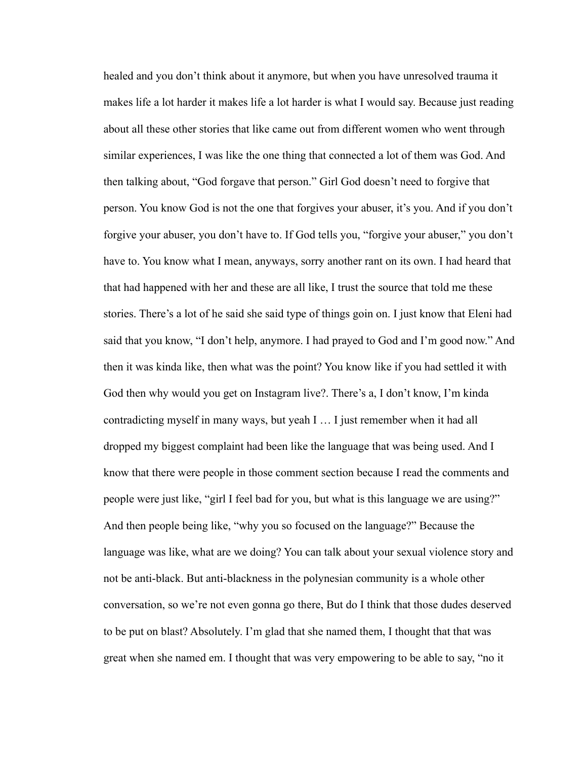healed and you don't think about it anymore, but when you have unresolved trauma it makes life a lot harder it makes life a lot harder is what I would say. Because just reading about all these other stories that like came out from different women who went through similar experiences, I was like the one thing that connected a lot of them was God. And then talking about, "God forgave that person." Girl God doesn't need to forgive that person. You know God is not the one that forgives your abuser, it's you. And if you don't forgive your abuser, you don't have to. If God tells you, "forgive your abuser," you don't have to. You know what I mean, anyways, sorry another rant on its own. I had heard that that had happened with her and these are all like, I trust the source that told me these stories. There's a lot of he said she said type of things goin on. I just know that Eleni had said that you know, "I don't help, anymore. I had prayed to God and I'm good now." And then it was kinda like, then what was the point? You know like if you had settled it with God then why would you get on Instagram live?. There's a, I don't know, I'm kinda contradicting myself in many ways, but yeah I … I just remember when it had all dropped my biggest complaint had been like the language that was being used. And I know that there were people in those comment section because I read the comments and people were just like, "girl I feel bad for you, but what is this language we are using?" And then people being like, "why you so focused on the language?" Because the language was like, what are we doing? You can talk about your sexual violence story and not be anti-black. But anti-blackness in the polynesian community is a whole other conversation, so we're not even gonna go there, But do I think that those dudes deserved to be put on blast? Absolutely. I'm glad that she named them, I thought that that was great when she named em. I thought that was very empowering to be able to say, "no it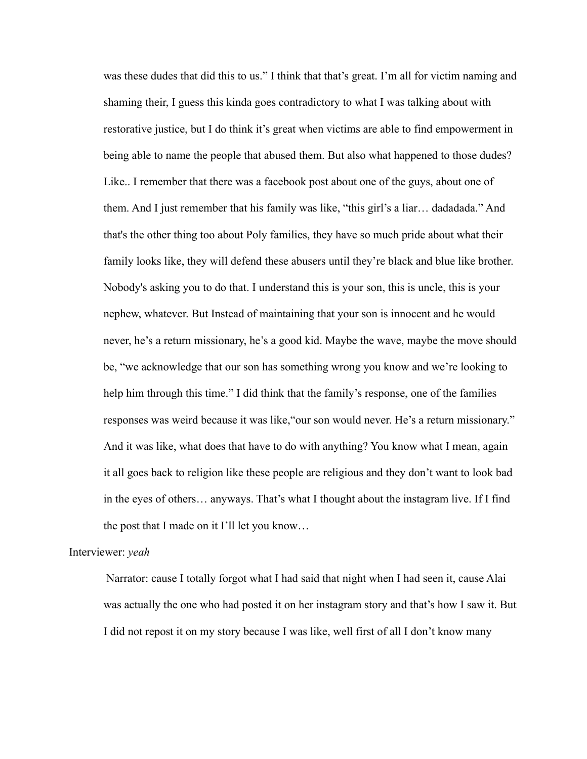was these dudes that did this to us." I think that that's great. I'm all for victim naming and shaming their, I guess this kinda goes contradictory to what I was talking about with restorative justice, but I do think it's great when victims are able to find empowerment in being able to name the people that abused them. But also what happened to those dudes? Like.. I remember that there was a facebook post about one of the guys, about one of them. And I just remember that his family was like, "this girl's a liar… dadadada." And that's the other thing too about Poly families, they have so much pride about what their family looks like, they will defend these abusers until they're black and blue like brother. Nobody's asking you to do that. I understand this is your son, this is uncle, this is your nephew, whatever. But Instead of maintaining that your son is innocent and he would never, he's a return missionary, he's a good kid. Maybe the wave, maybe the move should be, "we acknowledge that our son has something wrong you know and we're looking to help him through this time." I did think that the family's response, one of the families responses was weird because it was like,"our son would never. He's a return missionary." And it was like, what does that have to do with anything? You know what I mean, again it all goes back to religion like these people are religious and they don't want to look bad in the eyes of others… anyways. That's what I thought about the instagram live. If I find the post that I made on it I'll let you know…

Interviewer: *yeah*

Narrator: cause I totally forgot what I had said that night when I had seen it, cause Alai was actually the one who had posted it on her instagram story and that's how I saw it. But I did not repost it on my story because I was like, well first of all I don't know many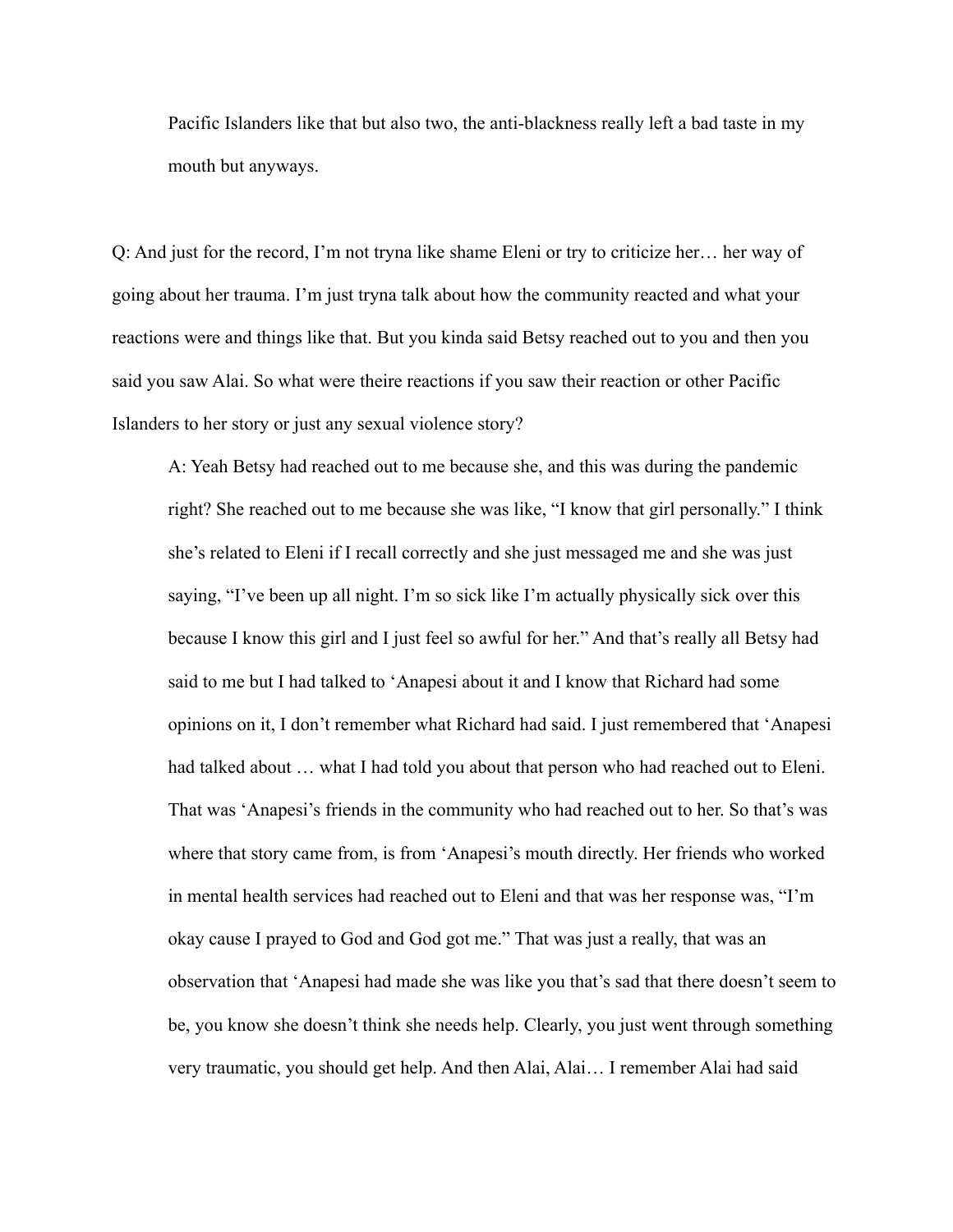Pacific Islanders like that but also two, the anti-blackness really left a bad taste in my mouth but anyways.

Q: And just for the record, I'm not tryna like shame Eleni or try to criticize her… her way of going about her trauma. I'm just tryna talk about how the community reacted and what your reactions were and things like that. But you kinda said Betsy reached out to you and then you said you saw Alai. So what were theire reactions if you saw their reaction or other Pacific Islanders to her story or just any sexual violence story?

A: Yeah Betsy had reached out to me because she, and this was during the pandemic right? She reached out to me because she was like, "I know that girl personally." I think she's related to Eleni if I recall correctly and she just messaged me and she was just saying, "I've been up all night. I'm so sick like I'm actually physically sick over this because I know this girl and I just feel so awful for her." And that's really all Betsy had said to me but I had talked to 'Anapesi about it and I know that Richard had some opinions on it, I don't remember what Richard had said. I just remembered that 'Anapesi had talked about … what I had told you about that person who had reached out to Eleni. That was 'Anapesi's friends in the community who had reached out to her. So that's was where that story came from, is from 'Anapesi's mouth directly. Her friends who worked in mental health services had reached out to Eleni and that was her response was, "I'm okay cause I prayed to God and God got me." That was just a really, that was an observation that 'Anapesi had made she was like you that's sad that there doesn't seem to be, you know she doesn't think she needs help. Clearly, you just went through something very traumatic, you should get help. And then Alai, Alai… I remember Alai had said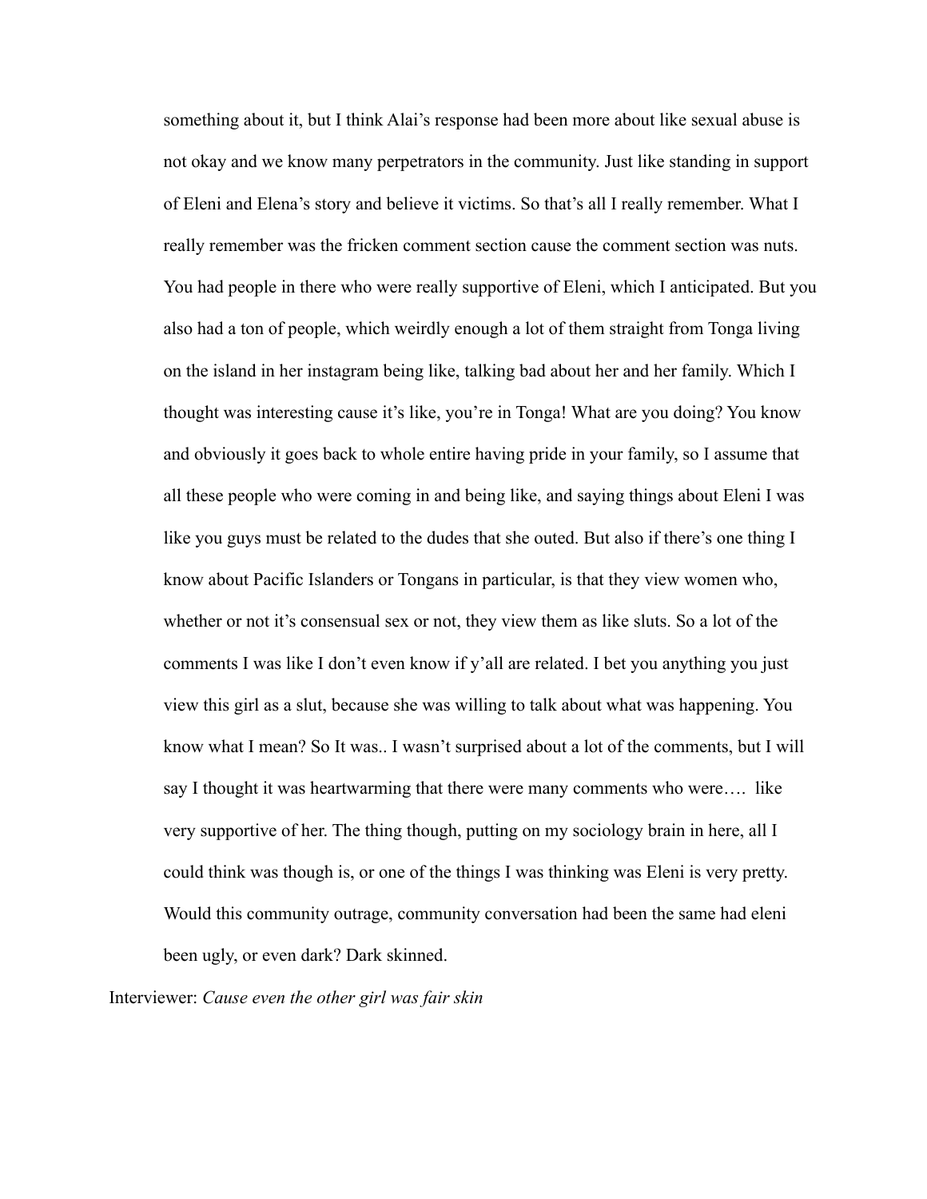something about it, but I think Alai's response had been more about like sexual abuse is not okay and we know many perpetrators in the community. Just like standing in support of Eleni and Elena's story and believe it victims. So that's all I really remember. What I really remember was the fricken comment section cause the comment section was nuts. You had people in there who were really supportive of Eleni, which I anticipated. But you also had a ton of people, which weirdly enough a lot of them straight from Tonga living on the island in her instagram being like, talking bad about her and her family. Which I thought was interesting cause it's like, you're in Tonga! What are you doing? You know and obviously it goes back to whole entire having pride in your family, so I assume that all these people who were coming in and being like, and saying things about Eleni I was like you guys must be related to the dudes that she outed. But also if there's one thing I know about Pacific Islanders or Tongans in particular, is that they view women who, whether or not it's consensual sex or not, they view them as like sluts. So a lot of the comments I was like I don't even know if y'all are related. I bet you anything you just view this girl as a slut, because she was willing to talk about what was happening. You know what I mean? So It was.. I wasn't surprised about a lot of the comments, but I will say I thought it was heartwarming that there were many comments who were…. like very supportive of her. The thing though, putting on my sociology brain in here, all I could think was though is, or one of the things I was thinking was Eleni is very pretty. Would this community outrage, community conversation had been the same had eleni been ugly, or even dark? Dark skinned.

Interviewer: *Cause even the other girl was fair skin*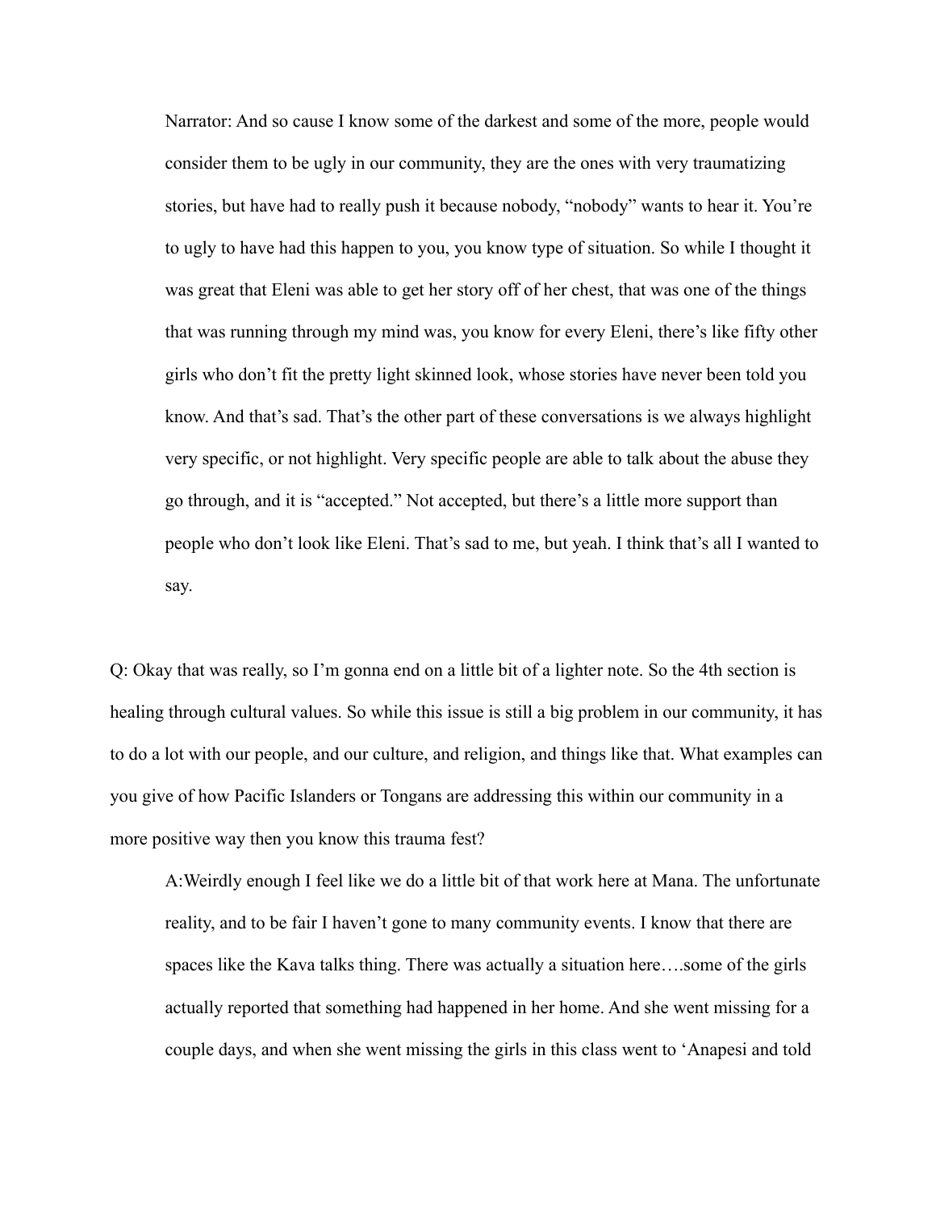Narrator: And so cause I know some of the darkest and some of the more, people would consider them to be ugly in our community, they are the ones with very traumatizing stories, but have had to really push it because nobody, "nobody" wants to hear it. You're to ugly to have had this happen to you, you know type of situation. So while I thought it was great that Eleni was able to get her story off of her chest, that was one of the things that was running through my mind was, you know for every Eleni, there's like fifty other girls who don't fit the pretty light skinned look, whose stories have never been told you know. And that's sad. That's the other part of these conversations is we always highlight very specific, or not highlight. Very specific people are able to talk about the abuse they go through, and it is "accepted." Not accepted, but there's a little more support than people who don't look like Eleni. That's sad to me, but yeah. I think that's all I wanted to say.

Q: Okay that was really, so I'm gonna end on a little bit of a lighter note. So the 4th section is healing through cultural values. So while this issue is still a big problem in our community, it has to do a lot with our people, and our culture, and religion, and things like that. What examples can you give of how Pacific Islanders or Tongans are addressing this within our community in a more positive way then you know this trauma fest?

A:Weirdly enough I feel like we do a little bit of that work here at Mana. The unfortunate reality, and to be fair I haven't gone to many community events. I know that there are spaces like the Kava talks thing. There was actually a situation here….some of the girls actually reported that something had happened in her home. And she went missing for a couple days, and when she went missing the girls in this class went to 'Anapesi and told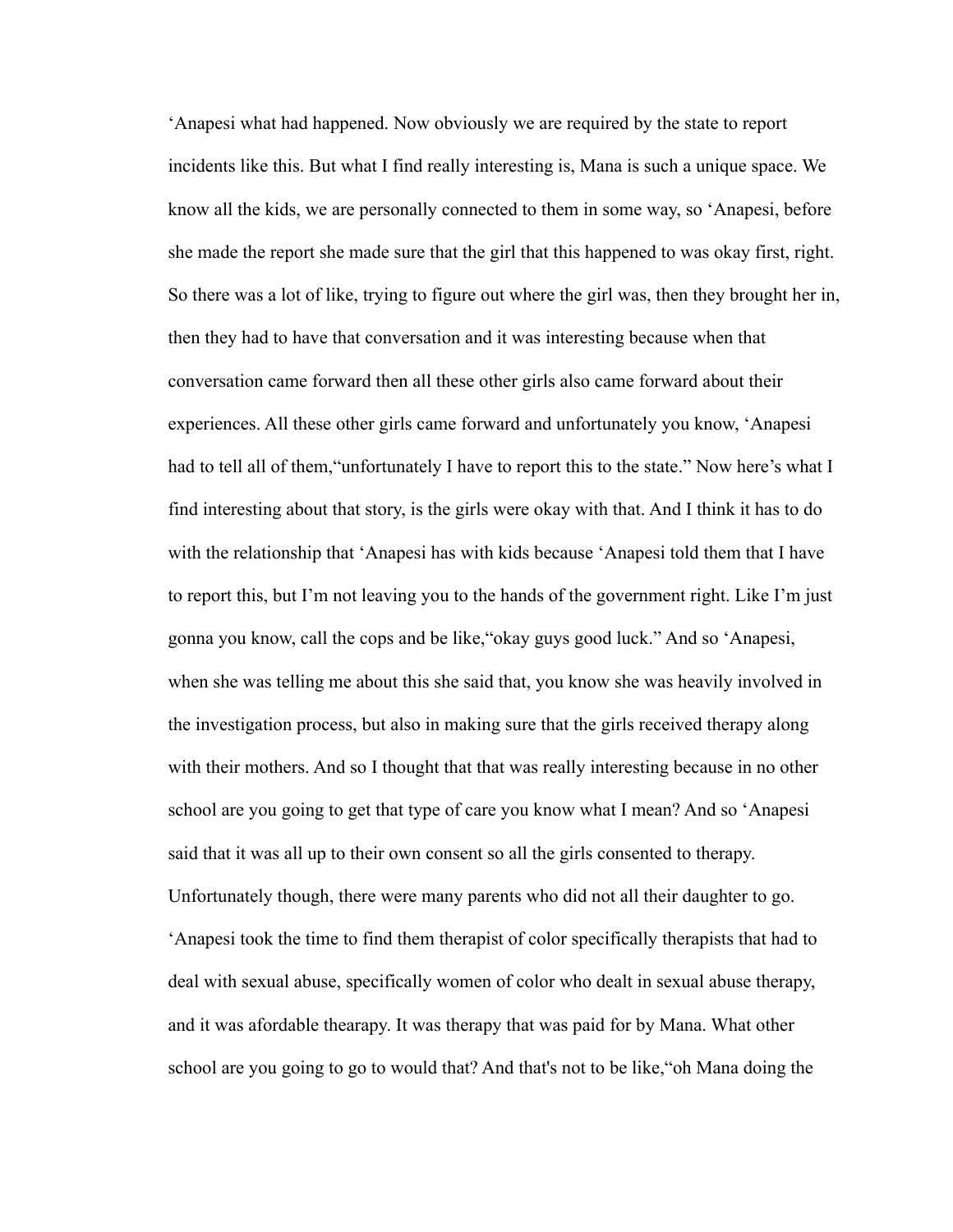‘Anapesi what had happened. Now obviously we are required by the state to report incidents like this. But what I find really interesting is, Mana is such a unique space. We know all the kids, we are personally connected to them in some way, so ‘Anapesi, before she made the report she made sure that the girl that this happened to was okay first, right. So there was a lot of like, trying to figure out where the girl was, then they brought her in, then they had to have that conversation and it was interesting because when that conversation came forward then all these other girls also came forward about their experiences. All these other girls came forward and unfortunately you know, ‘Anapesi had to tell all of them,“unfortunately I have to report this to the state.” Now here’s what I find interesting about that story, is the girls were okay with that. And I think it has to do with the relationship that ‘Anapesi has with kids because ‘Anapesi told them that I have to report this, but I’m not leaving you to the hands of the government right. Like I’m just gonna you know, call the cops and be like,“okay guys good luck.” And so ‘Anapesi, when she was telling me about this she said that, you know she was heavily involved in the investigation process, but also in making sure that the girls received therapy along with their mothers. And so I thought that that was really interesting because in no other school are you going to get that type of care you know what I mean? And so ‘Anapesi said that it was all up to their own consent so all the girls consented to therapy. Unfortunately though, there were many parents who did not all their daughter to go. ‘Anapesi took the time to find them therapist of color specifically therapists that had to deal with sexual abuse, specifically women of color who dealt in sexual abuse therapy, and it was afordable thearapy. It was therapy that was paid for by Mana. What other school are you going to go to would that? And that's not to be like,“oh Mana doing the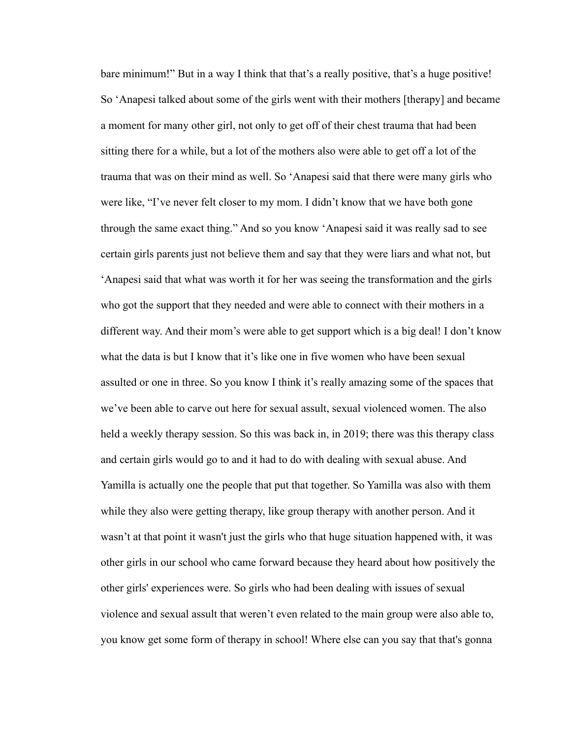bare minimum!" But in a way I think that that's a really positive, that's a huge positive! So 'Anapesi talked about some of the girls went with their mothers [therapy] and became a moment for many other girl, not only to get off of their chest trauma that had been sitting there for a while, but a lot of the mothers also were able to get off a lot of the trauma that was on their mind as well. So 'Anapesi said that there were many girls who were like, "I've never felt closer to my mom. I didn't know that we have both gone through the same exact thing." And so you know 'Anapesi said it was really sad to see certain girls parents just not believe them and say that they were liars and what not, but 'Anapesi said that what was worth it for her was seeing the transformation and the girls who got the support that they needed and were able to connect with their mothers in a different way. And their mom's were able to get support which is a big deal! I don't know what the data is but I know that it's like one in five women who have been sexual assulted or one in three. So you know I think it's really amazing some of the spaces that we've been able to carve out here for sexual assut, sexual violenced women. The also held a weekly therapy session. So this was back in, in 2019; there was this therapy class and certain girls would go to and it had to do with dealing with sexual abuse. And Yamilla is actually one the people that put that together. So Yamilla was also with them while they also were getting therapy, like group therapy with another person. And it wasn't at that point it wasn't just the girls who that huge situation happened with, it was other girls in our school who came forward because they heard about how positively the other girls' experiences were. So girls who had been dealing with issues of sexual violence and sexual assult that weren't even related to the main group were also able to, you know get some form of therapy in school! Where else can you say that that's gonna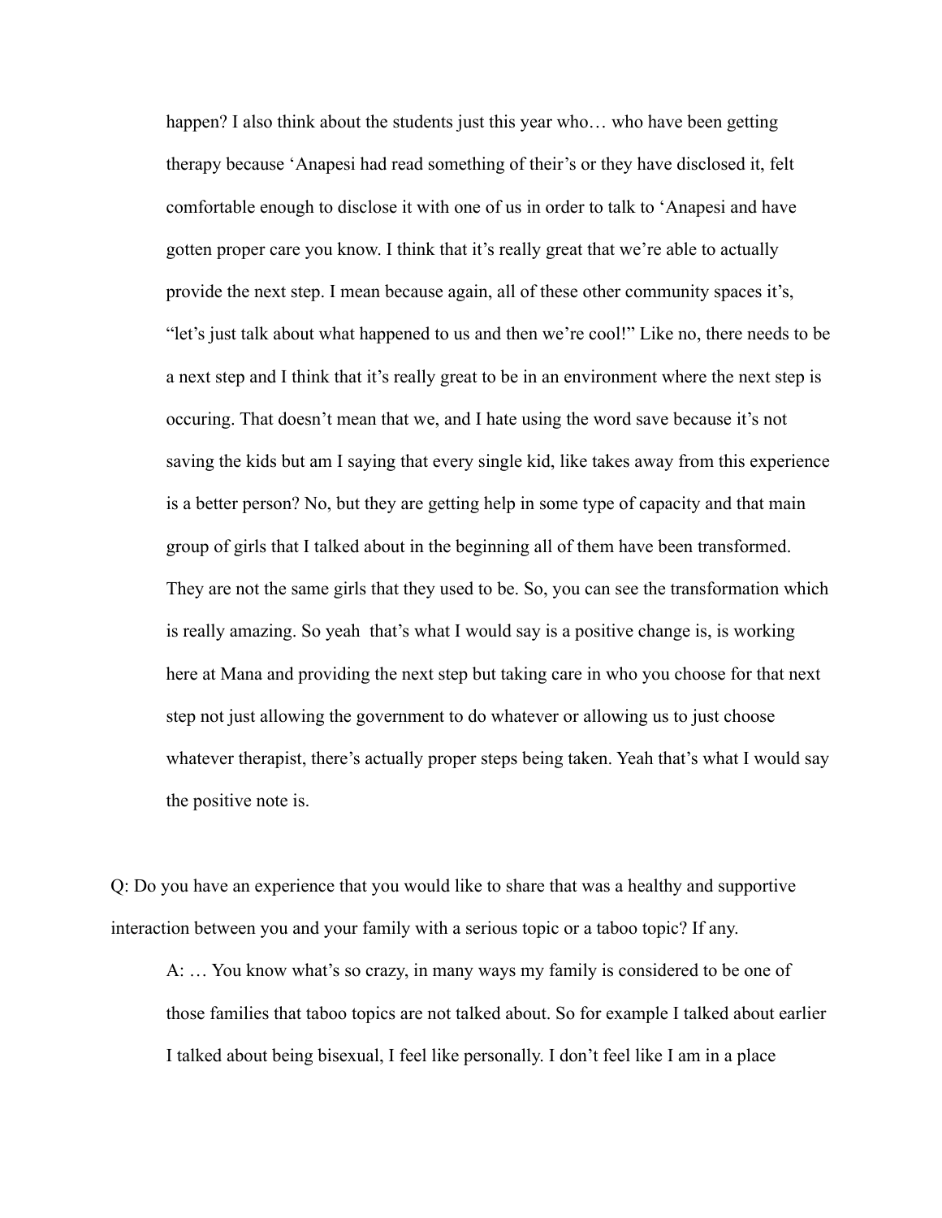happen? I also think about the students just this year who… who have been getting therapy because 'Anapesi had read something of their's or they have disclosed it, felt comfortable enough to disclose it with one of us in order to talk to 'Anapesi and have gotten proper care you know. I think that it's really great that we're able to actually provide the next step. I mean because again, all of these other community spaces it's, "let's just talk about what happened to us and then we're cool!" Like no, there needs to be a next step and I think that it's really great to be in an environment where the next step is occuring. That doesn't mean that we, and I hate using the word save because it's not saving the kids but am I saying that every single kid, like takes away from this experience is a better person? No, but they are getting help in some type of capacity and that main group of girls that I talked about in the beginning all of them have been transformed. They are not the same girls that they used to be. So, you can see the transformation which is really amazing. So yeah that's what I would say is a positive change is, is working here at Mana and providing the next step but taking care in who you choose for that next step not just allowing the government to do whatever or allowing us to just choose whatever therapist, there's actually proper steps being taken. Yeah that's what I would say the positive note is.

Q: Do you have an experience that you would like to share that was a healthy and supportive interaction between you and your family with a serious topic or a taboo topic? If any.

A: … You know what's so crazy, in many ways my family is considered to be one of those families that taboo topics are not talked about. So for example I talked about earlier I talked about being bisexual, I feel like personally. I don't feel like I am in a place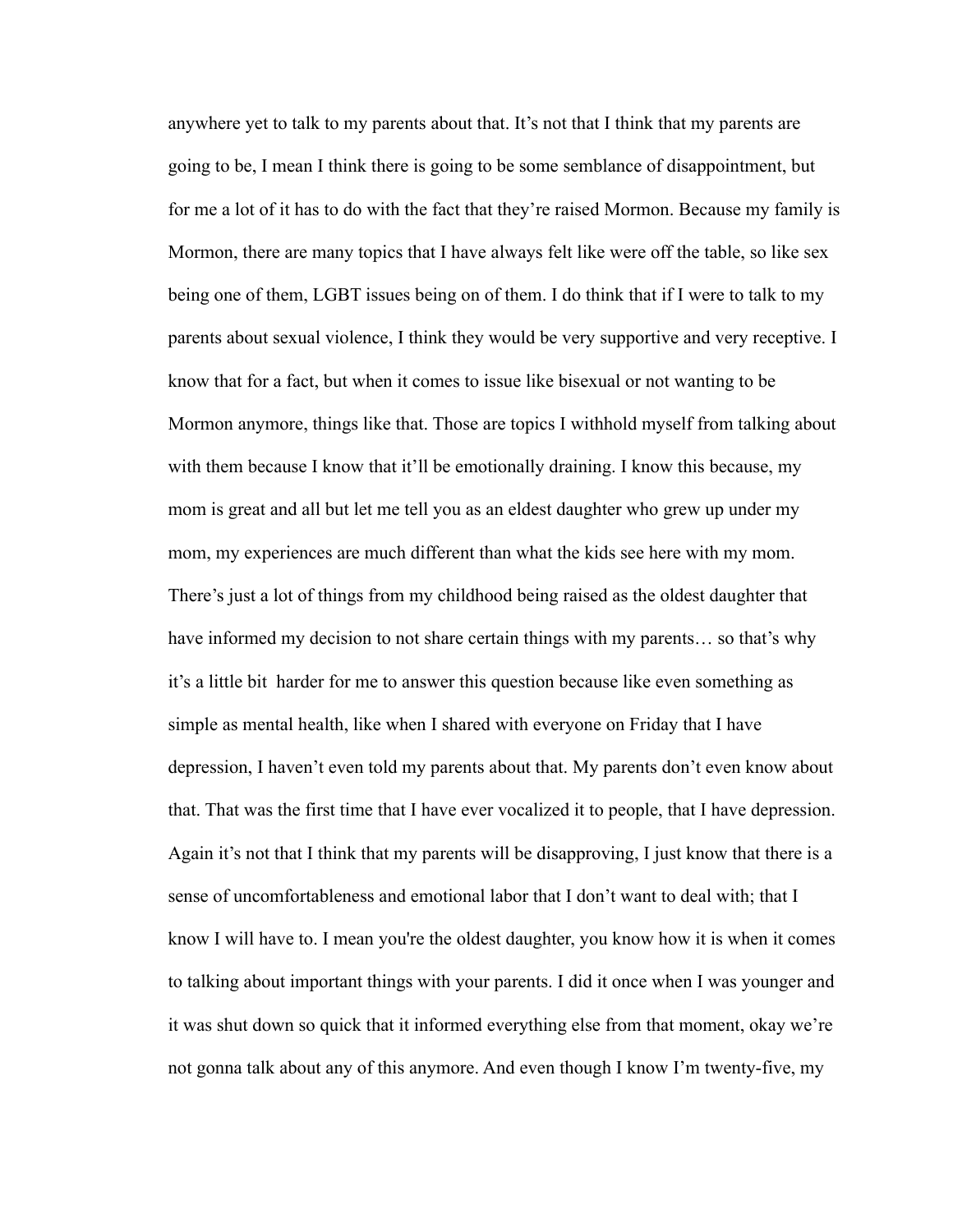anywhere yet to talk to my parents about that. It's not that I think that my parents are going to be, I mean I think there is going to be some semblance of disappointment, but for me a lot of it has to do with the fact that they're raised Mormon. Because my family is Mormon, there are many topics that I have always felt like were off the table, so like sex being one of them, LGBT issues being on of them. I do think that if I were to talk to my parents about sexual violence, I think they would be very supportive and very receptive. I know that for a fact, but when it comes to issue like bisexual or not wanting to be Mormon anymore, things like that. Those are topics I withhold myself from talking about with them because I know that it'll be emotionally draining. I know this because, my mom is great and all but let me tell you as an eldest daughter who grew up under my mom, my experiences are much different than what the kids see here with my mom. There's just a lot of things from my childhood being raised as the oldest daughter that have informed my decision to not share certain things with my parents… so that's why it's a little bit harder for me to answer this question because like even something as simple as mental health, like when I shared with everyone on Friday that I have depression, I haven't even told my parents about that. My parents don't even know about that. That was the first time that I have ever vocalized it to people, that I have depression. Again it's not that I think that my parents will be disapproving, I just know that there is a sense of uncomfortableness and emotional labor that I don't want to deal with; that I know I will have to. I mean you're the oldest daughter, you know how it is when it comes to talking about important things with your parents. I did it once when I was younger and it was shut down so quick that it informed everything else from that moment, okay we're not gonna talk about any of this anymore. And even though I know I'm twenty-five, my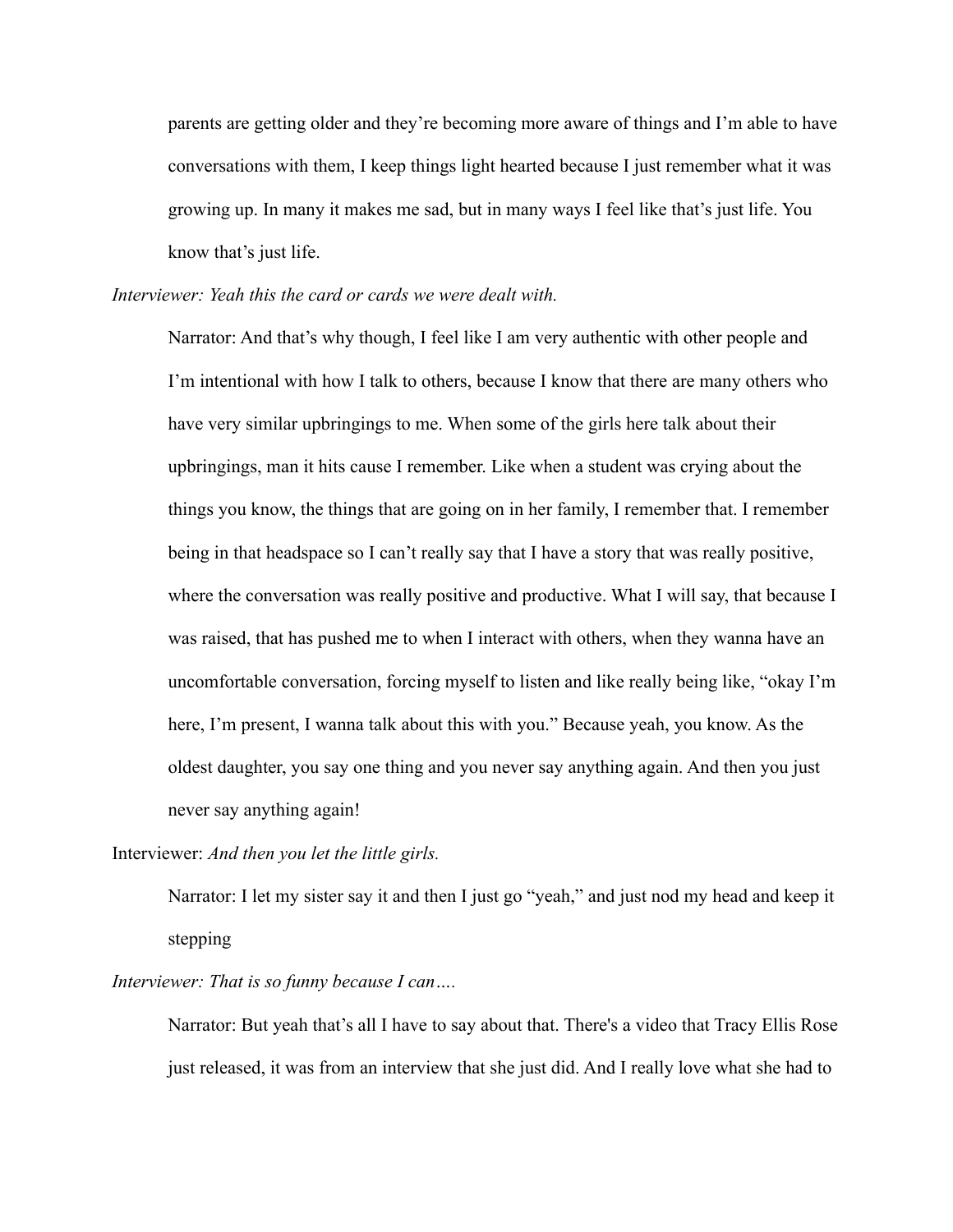parents are getting older and they're becoming more aware of things and I'm able to have conversations with them, I keep things light hearted because I just remember what it was growing up. In many it makes me sad, but in many ways I feel like that's just life. You know that's just life.

*Interviewer: Yeah this the card or cards we were dealt with.*

Narrator: And that's why though, I feel like I am very authentic with other people and I'm intentional with how I talk to others, because I know that there are many others who have very similar upbringings to me. When some of the girls here talk about their upbringings, man it hits cause I remember. Like when a student was crying about the things you know, the things that are going on in her family, I remember that. I remember being in that headspace so I can't really say that I have a story that was really positive, where the conversation was really positive and productive. What I will say, that because I was raised, that has pushed me to when I interact with others, when they wanna have an uncomfortable conversation, forcing myself to listen and like really being like, "okay I'm here, I'm present, I wanna talk about this with you." Because yeah, you know. As the oldest daughter, you say one thing and you never say anything again. And then you just never say anything again!

Interviewer: *And then you let the little girls.*

Narrator: I let my sister say it and then I just go "yeah," and just nod my head and keep it stepping

*Interviewer: That is so funny because I can….*

Narrator: But yeah that's all I have to say about that. There's a video that Tracy Ellis Rose just released, it was from an interview that she just did. And I really love what she had to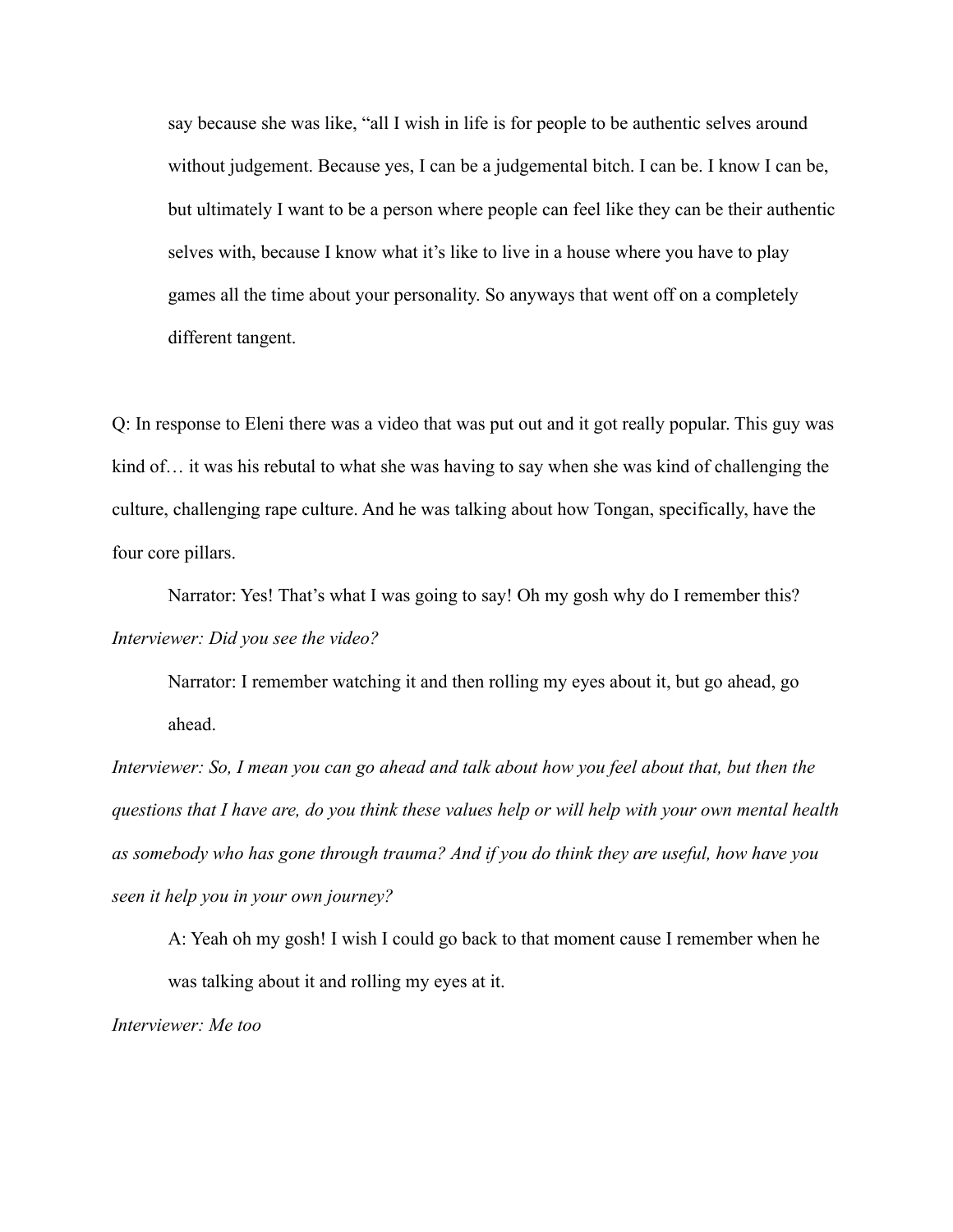say because she was like, "all I wish in life is for people to be authentic selves around without judgement. Because yes, I can be a judgemental bitch. I can be. I know I can be, but ultimately I want to be a person where people can feel like they can be their authentic selves with, because I know what it's like to live in a house where you have to play games all the time about your personality. So anyways that went off on a completely different tangent.

Q: In response to Eleni there was a video that was put out and it got really popular. This guy was kind of… it was his rebutal to what she was having to say when she was kind of challenging the culture, challenging rape culture. And he was talking about how Tongan, specifically, have the four core pillars.

Narrator: Yes! That's what I was going to say! Oh my gosh why do I remember this?

*Interviewer: Did you see the video?*

Narrator: I remember watching it and then rolling my eyes about it, but go ahead, go ahead.

*Interviewer: So, I mean you can go ahead and talk about how you feel about that, but then the questions that I have are, do you think these values help or will help with your own mental health as somebody who has gone through trauma? And if you do think they are useful, how have you seen it help you in your own journey?*

A: Yeah oh my gosh! I wish I could go back to that moment cause I remember when he was talking about it and rolling my eyes at it.

*Interviewer: Me too*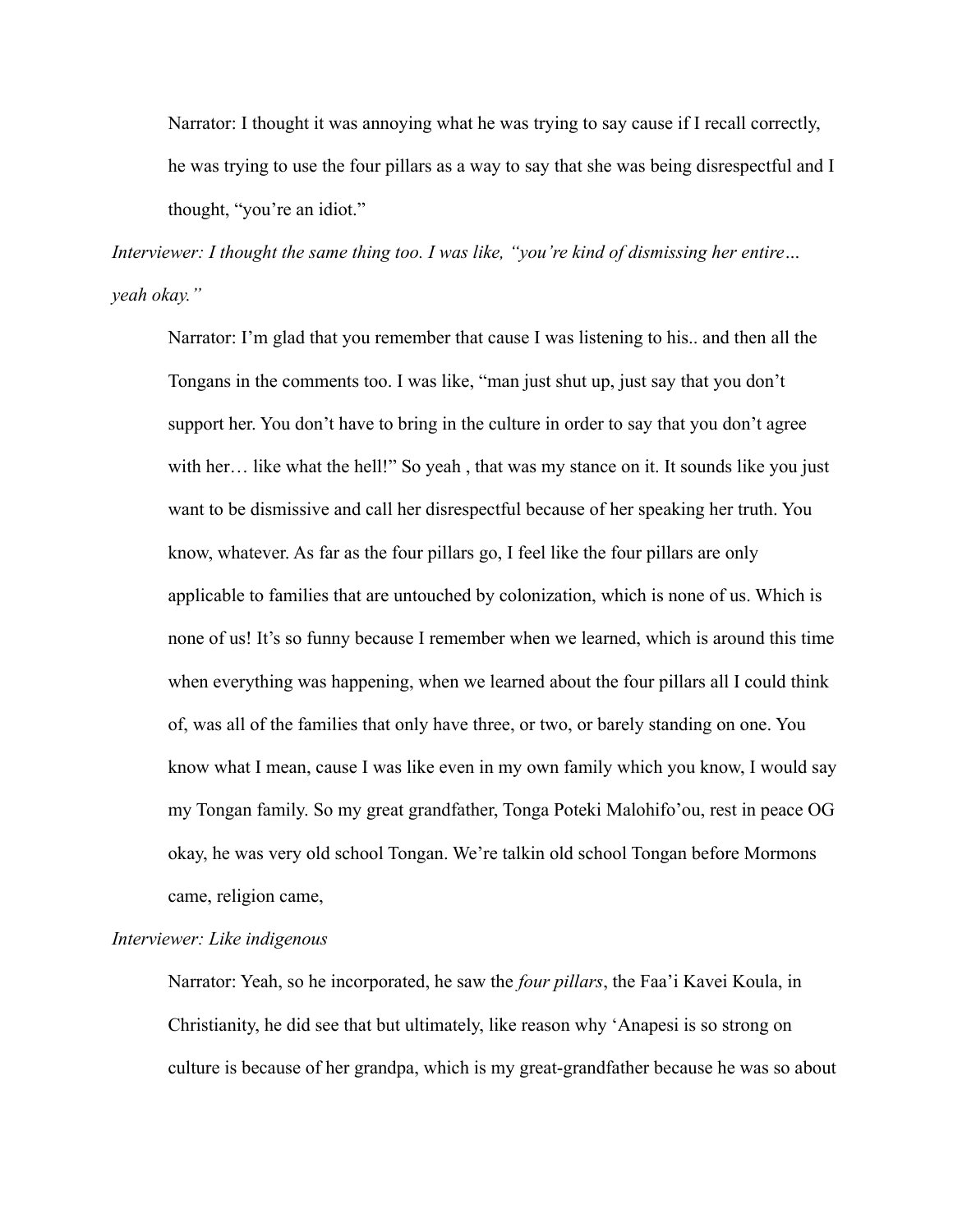Narrator: I thought it was annoying what he was trying to say cause if I recall correctly, he was trying to use the four pillars as a way to say that she was being disrespectful and I thought, "you're an idiot."

*Interviewer: I thought the same thing too. I was like, "you're kind of dismissing her entire… yeah okay."*

Narrator: I'm glad that you remember that cause I was listening to his.. and then all the Tongans in the comments too. I was like, "man just shut up, just say that you don't support her. You don't have to bring in the culture in order to say that you don't agree with her… like what the hell!" So yeah , that was my stance on it. It sounds like you just want to be dismissive and call her disrespectful because of her speaking her truth. You know, whatever. As far as the four pillars go, I feel like the four pillars are only applicable to families that are untouched by colonization, which is none of us. Which is none of us! It's so funny because I remember when we learned, which is around this time when everything was happening, when we learned about the four pillars all I could think of, was all of the families that only have three, or two, or barely standing on one. You know what I mean, cause I was like even in my own family which you know, I would say my Tongan family. So my great grandfather, Tonga Poteki Malohifo'ou, rest in peace OG okay, he was very old school Tongan. We're talkin old school Tongan before Mormons came, religion came,

*Interviewer: Like indigenous*

Narrator: Yeah, so he incorporated, he saw the *four pillars*, the Faa'i Kavei Koula, in Christianity, he did see that but ultimately, like reason why 'Anapesi is so strong on culture is because of her grandpa, which is my great-grandfather because he was so about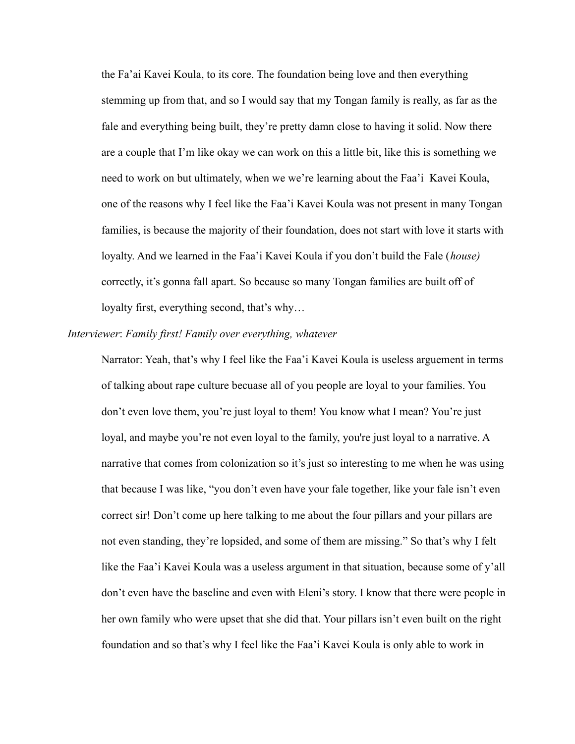the Fa'ai Kavei Koula, to its core. The foundation being love and then everything stemming up from that, and so I would say that my Tongan family is really, as far as the fale and everything being built, they're pretty damn close to having it solid. Now there are a couple that I'm like okay we can work on this a little bit, like this is something we need to work on but ultimately, when we we're learning about the Faa'i  Kavei Koula, one of the reasons why I feel like the Faa'i Kavei Koula was not present in many Tongan families, is because the majority of their foundation, does not start with love it starts with loyalty. And we learned in the Faa'i Kavei Koula if you don't build the Fale (*house)* correctly, it's gonna fall apart. So because so many Tongan families are built off of loyalty first, everything second, that's why…

*Interviewer*: *Family first! Family over everything, whatever*

Narrator: Yeah, that's why I feel like the Faa'i Kavei Koula is useless arguement in terms of talking about rape culture becuase all of you people are loyal to your families. You don't even love them, you're just loyal to them! You know what I mean? You're just loyal, and maybe you're not even loyal to the family, you're just loyal to a narrative. A narrative that comes from colonization so it's just so interesting to me when he was using that because I was like, "you don't even have your fale together, like your fale isn't even correct sir! Don't come up here talking to me about the four pillars and your pillars are not even standing, they're lopsided, and some of them are missing." So that's why I felt like the Faa'i Kavei Koula was a useless argument in that situation, because some of y'all don't even have the baseline and even with Eleni's story. I know that there were people in her own family who were upset that she did that. Your pillars isn't even built on the right foundation and so that's why I feel like the Faa'i Kavei Koula is only able to work in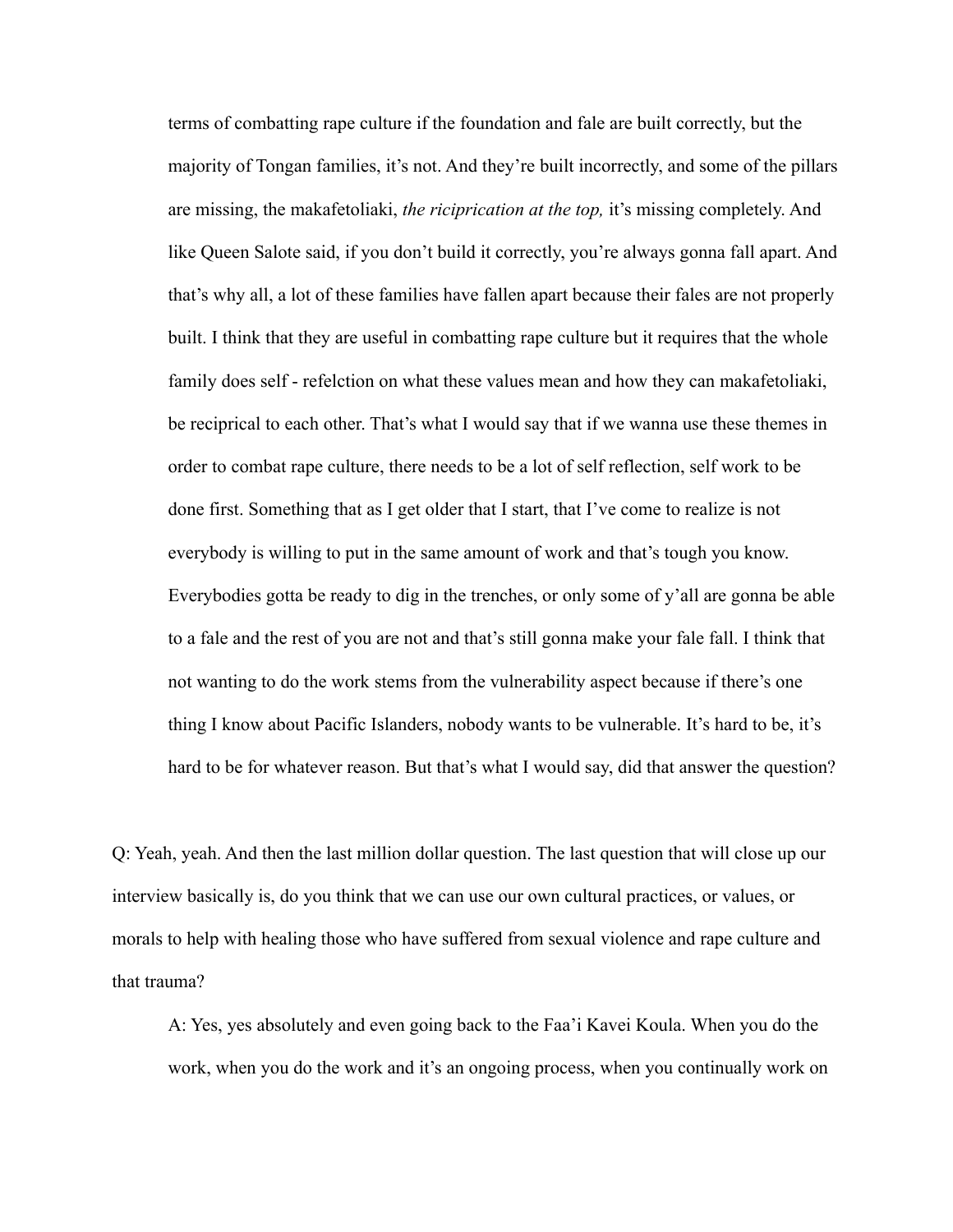terms of combatting rape culture if the foundation and fale are built correctly, but the majority of Tongan families, it's not. And they're built incorrectly, and some of the pillars are missing, the makafetoliaki, *the riciprication at the top,* it's missing completely. And like Queen Salote said, if you don't build it correctly, you're always gonna fall apart. And that's why all, a lot of these families have fallen apart because their fales are not properly built. I think that they are useful in combatting rape culture but it requires that the whole family does self - refelction on what these values mean and how they can makafetoliaki, be reciprical to each other. That's what I would say that if we wanna use these themes in order to combat rape culture, there needs to be a lot of self reflection, self work to be done first. Something that as I get older that I start, that I've come to realize is not everybody is willing to put in the same amount of work and that's tough you know. Everybodies gotta be ready to dig in the trenches, or only some of y'all are gonna be able to a fale and the rest of you are not and that's still gonna make your fale fall. I think that not wanting to do the work stems from the vulnerability aspect because if there's one thing I know about Pacific Islanders, nobody wants to be vulnerable. It's hard to be, it's hard to be for whatever reason. But that's what I would say, did that answer the question?

Q: Yeah, yeah. And then the last million dollar question. The last question that will close up our interview basically is, do you think that we can use our own cultural practices, or values, or morals to help with healing those who have suffered from sexual violence and rape culture and that trauma?

A: Yes, yes absolutely and even going back to the Faa'i Kavei Koula. When you do the work, when you do the work and it's an ongoing process, when you continually work on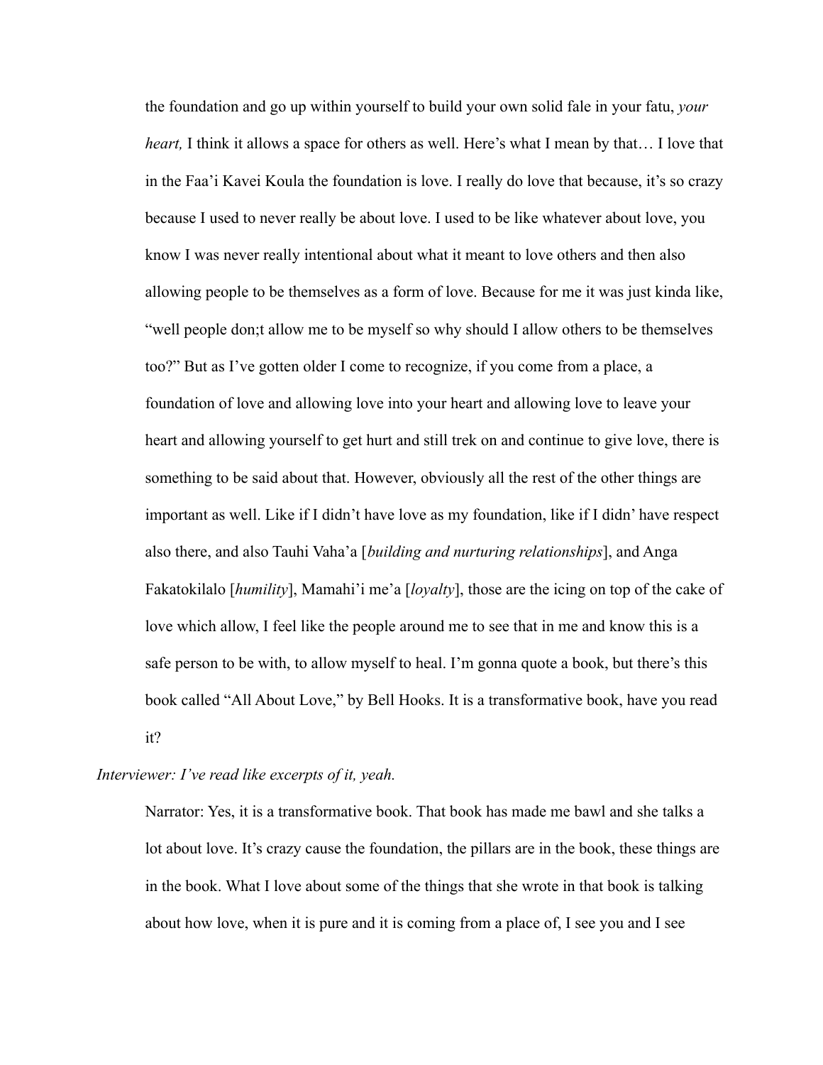the foundation and go up within yourself to build your own solid fale in your fatu, *your heart,* I think it allows a space for others as well. Here's what I mean by that… I love that in the Faa'i Kavei Koula the foundation is love. I really do love that because, it's so crazy because I used to never really be about love. I used to be like whatever about love, you know I was never really intentional about what it meant to love others and then also allowing people to be themselves as a form of love. Because for me it was just kinda like, "well people don;t allow me to be myself so why should I allow others to be themselves too?" But as I've gotten older I come to recognize, if you come from a place, a foundation of love and allowing love into your heart and allowing love to leave your heart and allowing yourself to get hurt and still trek on and continue to give love, there is something to be said about that. However, obviously all the rest of the other things are important as well. Like if I didn't have love as my foundation, like if I didn' have respect also there, and also Tauhi Vaha'a [*building and nurturing relationships*], and Anga Fakatokilalo [*humility*], Mamahi'i me'a [*loyalty*], those are the icing on top of the cake of love which allow, I feel like the people around me to see that in me and know this is a safe person to be with, to allow myself to heal. I'm gonna quote a book, but there's this book called "All About Love," by Bell Hooks. It is a transformative book, have you read it?

*Interviewer: I've read like excerpts of it, yeah.*

Narrator: Yes, it is a transformative book. That book has made me bawl and she talks a lot about love. It's crazy cause the foundation, the pillars are in the book, these things are in the book. What I love about some of the things that she wrote in that book is talking about how love, when it is pure and it is coming from a place of, I see you and I see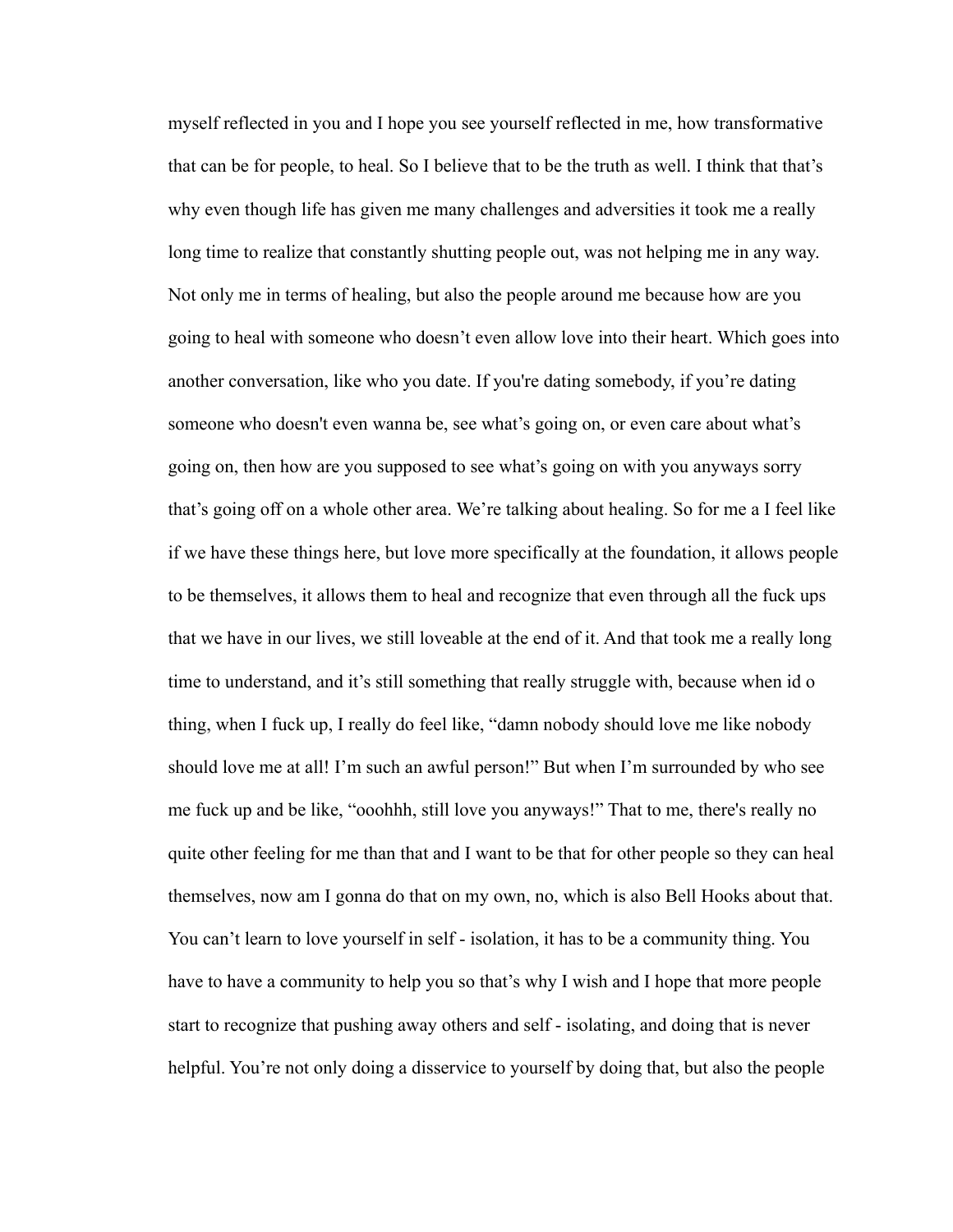myself reflected in you and I hope you see yourself reflected in me, how transformative that can be for people, to heal. So I believe that to be the truth as well. I think that that's why even though life has given me many challenges and adversities it took me a really long time to realize that constantly shutting people out, was not helping me in any way. Not only me in terms of healing, but also the people around me because how are you going to heal with someone who doesn't even allow love into their heart. Which goes into another conversation, like who you date. If you're dating somebody, if you're dating someone who doesn't even wanna be, see what's going on, or even care about what's going on, then how are you supposed to see what's going on with you anyways sorry that's going off on a whole other area. We're talking about healing. So for me a I feel like if we have these things here, but love more specifically at the foundation, it allows people to be themselves, it allows them to heal and recognize that even through all the fuck ups that we have in our lives, we still loveable at the end of it. And that took me a really long time to understand, and it's still something that really struggle with, because when id o thing, when I fuck up, I really do feel like, "damn nobody should love me like nobody should love me at all! I'm such an awful person!" But when I'm surrounded by who see me fuck up and be like, "ooohhh, still love you anyways!" That to me, there's really no quite other feeling for me than that and I want to be that for other people so they can heal themselves, now am I gonna do that on my own, no, which is also Bell Hooks about that. You can't learn to love yourself in self - isolation, it has to be a community thing. You have to have a community to help you so that's why I wish and I hope that more people start to recognize that pushing away others and self - isolating, and doing that is never helpful. You're not only doing a disservice to yourself by doing that, but also the people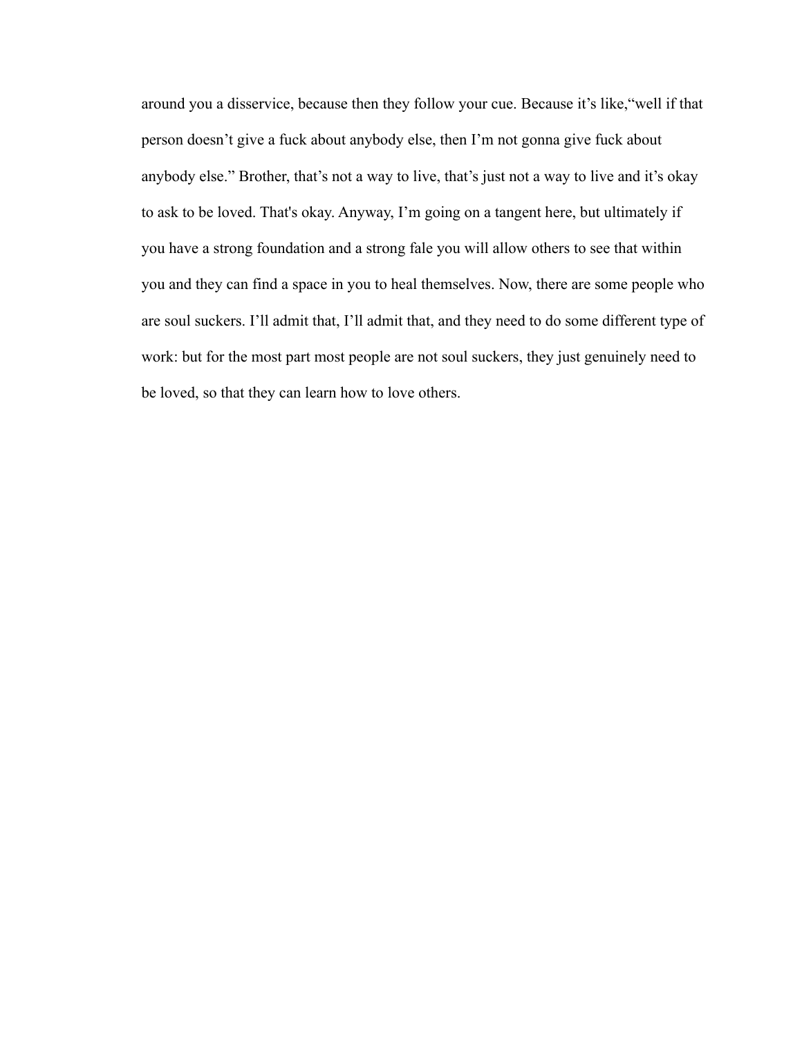around you a disservice, because then they follow your cue. Because it's like,"well if that person doesn't give a fuck about anybody else, then I'm not gonna give fuck about anybody else." Brother, that's not a way to live, that's just not a way to live and it's okay to ask to be loved. That's okay. Anyway, I'm going on a tangent here, but ultimately if you have a strong foundation and a strong fale you will allow others to see that within you and they can find a space in you to heal themselves. Now, there are some people who are soul suckers. I'll admit that, I'll admit that, and they need to do some different type of work: but for the most part most people are not soul suckers, they just genuinely need to be loved, so that they can learn how to love others.